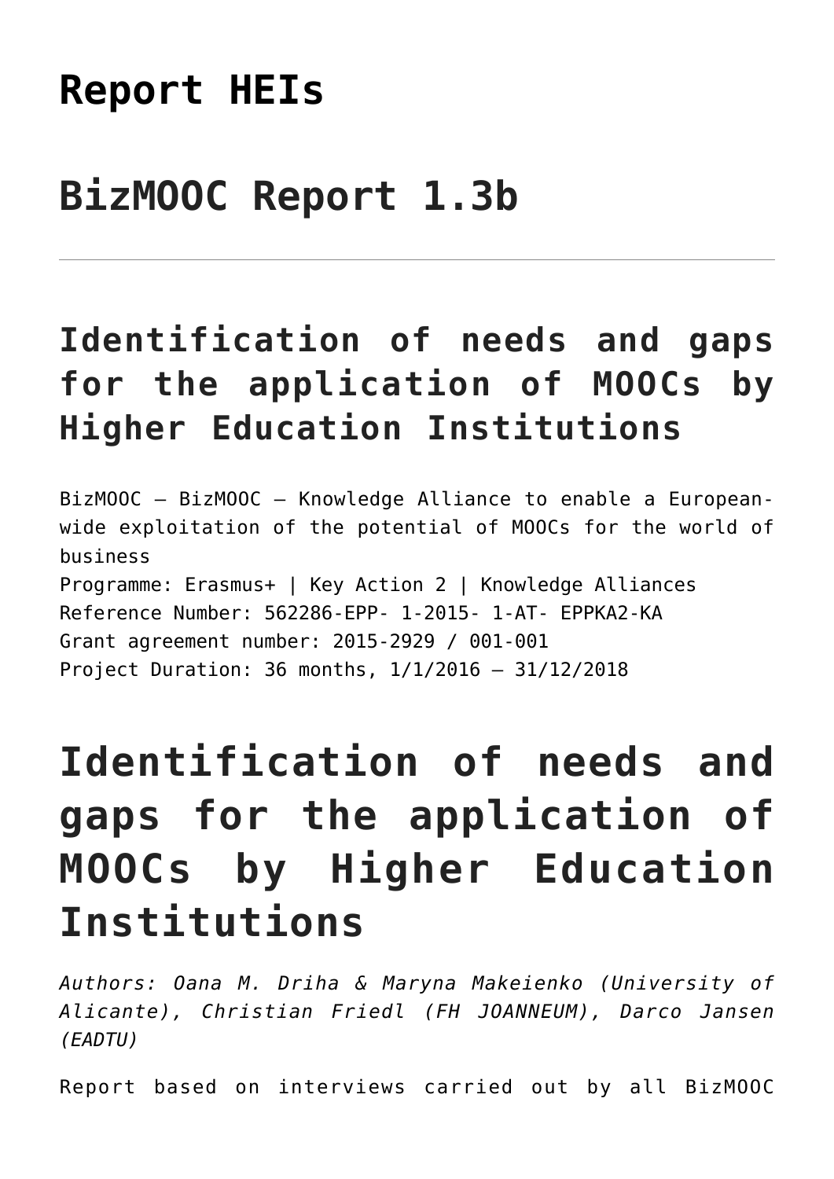# Report HEIs

# BizMOOC Report 1.3b

---

## Identification of needs and gaps for the application of MOOCs by Higher Education Institutions

BizMOOC – BizMOOC – Knowledge Alliance to enable a European-wide exploitation of the potential of MOOCs for the world of business
Programme: Erasmus+ | Key Action 2 | Knowledge Alliances
Reference Number: 562286-EPP- 1-2015- 1-AT- EPPKA2-KA
Grant agreement number: 2015-2929 / 001-001
Project Duration: 36 months, 1/1/2016 – 31/12/2018

# Identification of needs and gaps for the application of MOOCs by Higher Education Institutions

*Authors: Oana M. Driha & Maryna Makeienko (University of Alicante), Christian Friedl (FH JOANNEUM), Darco Jansen (EADTU)*

Report based on interviews carried out by all BizMOOC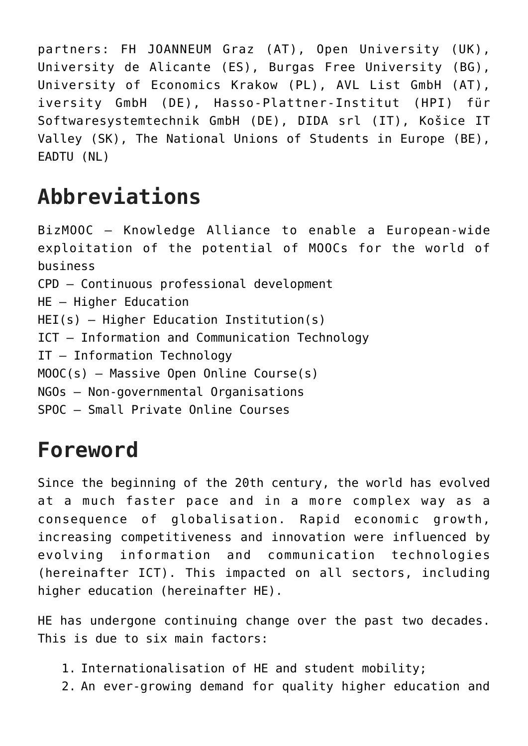partners: FH JOANNEUM Graz (AT), Open University (UK), University de Alicante (ES), Burgas Free University (BG), University of Economics Krakow (PL), AVL List GmbH (AT), iversity GmbH (DE), Hasso-Plattner-Institut (HPI) für Softwaresystemtechnik GmbH (DE), DIDA srl (IT), Košice IT Valley (SK), The National Unions of Students in Europe (BE), EADTU (NL)

## Abbreviations

BizMOOC – Knowledge Alliance to enable a European-wide exploitation of the potential of MOOCs for the world of business
CPD – Continuous professional development
HE – Higher Education
HEI(s) – Higher Education Institution(s)
ICT – Information and Communication Technology
IT – Information Technology
MOOC(s) – Massive Open Online Course(s)
NGOs – Non-governmental Organisations
SPOC – Small Private Online Courses

## Foreword

Since the beginning of the 20th century, the world has evolved at a much faster pace and in a more complex way as a consequence of globalisation. Rapid economic growth, increasing competitiveness and innovation were influenced by evolving information and communication technologies (hereinafter ICT). This impacted on all sectors, including higher education (hereinafter HE).

HE has undergone continuing change over the past two decades. This is due to six main factors:

1. Internationalisation of HE and student mobility;
2. An ever-growing demand for quality higher education and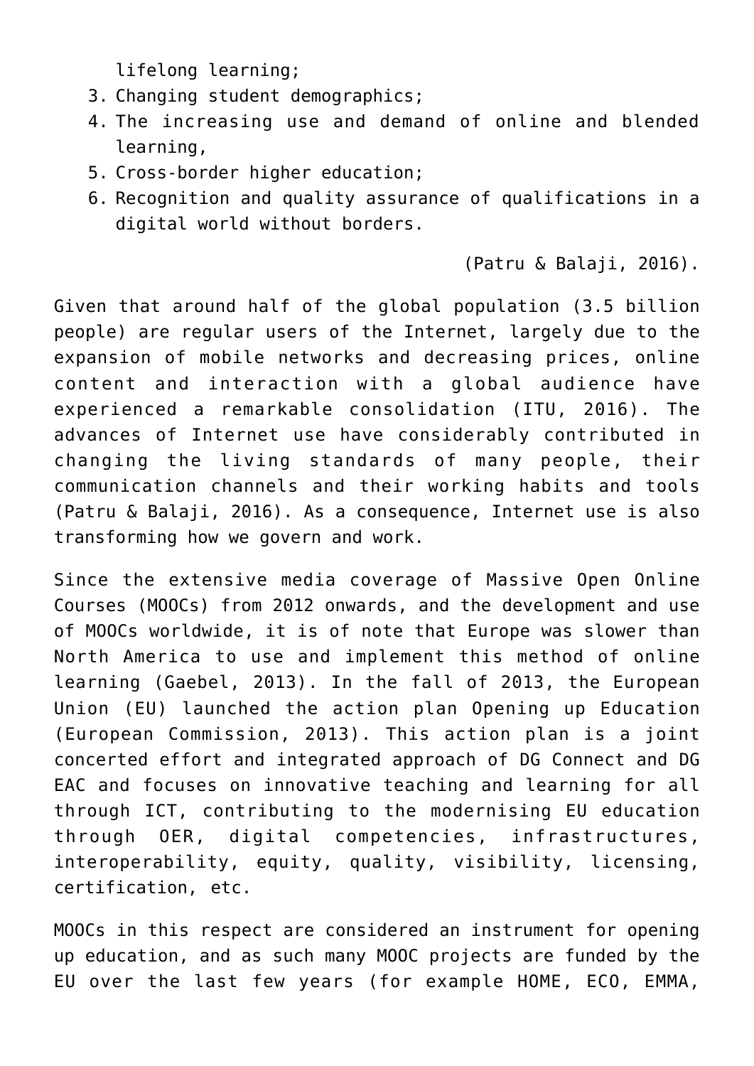lifelong learning;
3. Changing student demographics;
4. The increasing use and demand of online and blended learning,
5. Cross-border higher education;
6. Recognition and quality assurance of qualifications in a digital world without borders.

(Patru & Balaji, 2016).

Given that around half of the global population (3.5 billion people) are regular users of the Internet, largely due to the expansion of mobile networks and decreasing prices, online content and interaction with a global audience have experienced a remarkable consolidation (ITU, 2016). The advances of Internet use have considerably contributed in changing the living standards of many people, their communication channels and their working habits and tools (Patru & Balaji, 2016). As a consequence, Internet use is also transforming how we govern and work.

Since the extensive media coverage of Massive Open Online Courses (MOOCs) from 2012 onwards, and the development and use of MOOCs worldwide, it is of note that Europe was slower than North America to use and implement this method of online learning (Gaebel, 2013). In the fall of 2013, the European Union (EU) launched the action plan Opening up Education (European Commission, 2013). This action plan is a joint concerted effort and integrated approach of DG Connect and DG EAC and focuses on innovative teaching and learning for all through ICT, contributing to the modernising EU education through OER, digital competencies, infrastructures, interoperability, equity, quality, visibility, licensing, certification, etc.

MOOCs in this respect are considered an instrument for opening up education, and as such many MOOC projects are funded by the EU over the last few years (for example HOME, ECO, EMMA,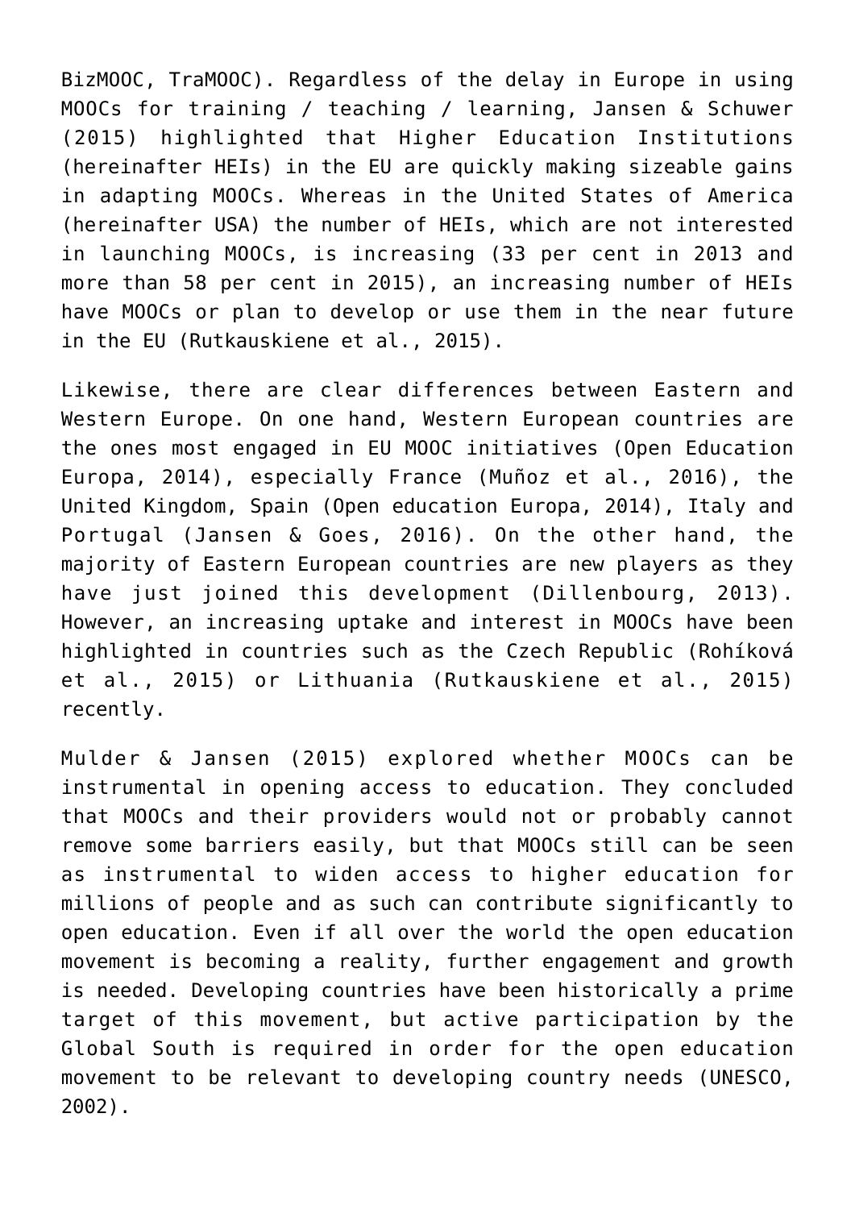BizMOOC, TraMOOC). Regardless of the delay in Europe in using MOOCs for training / teaching / learning, Jansen & Schuwer (2015) highlighted that Higher Education Institutions (hereinafter HEIs) in the EU are quickly making sizeable gains in adapting MOOCs. Whereas in the United States of America (hereinafter USA) the number of HEIs, which are not interested in launching MOOCs, is increasing (33 per cent in 2013 and more than 58 per cent in 2015), an increasing number of HEIs have MOOCs or plan to develop or use them in the near future in the EU (Rutkauskiene et al., 2015).

Likewise, there are clear differences between Eastern and Western Europe. On one hand, Western European countries are the ones most engaged in EU MOOC initiatives (Open Education Europa, 2014), especially France (Muñoz et al., 2016), the United Kingdom, Spain (Open education Europa, 2014), Italy and Portugal (Jansen & Goes, 2016). On the other hand, the majority of Eastern European countries are new players as they have just joined this development (Dillenbourg, 2013). However, an increasing uptake and interest in MOOCs have been highlighted in countries such as the Czech Republic (Rohíková et al., 2015) or Lithuania (Rutkauskiene et al., 2015) recently.

Mulder & Jansen (2015) explored whether MOOCs can be instrumental in opening access to education. They concluded that MOOCs and their providers would not or probably cannot remove some barriers easily, but that MOOCs still can be seen as instrumental to widen access to higher education for millions of people and as such can contribute significantly to open education. Even if all over the world the open education movement is becoming a reality, further engagement and growth is needed. Developing countries have been historically a prime target of this movement, but active participation by the Global South is required in order for the open education movement to be relevant to developing country needs (UNESCO, 2002).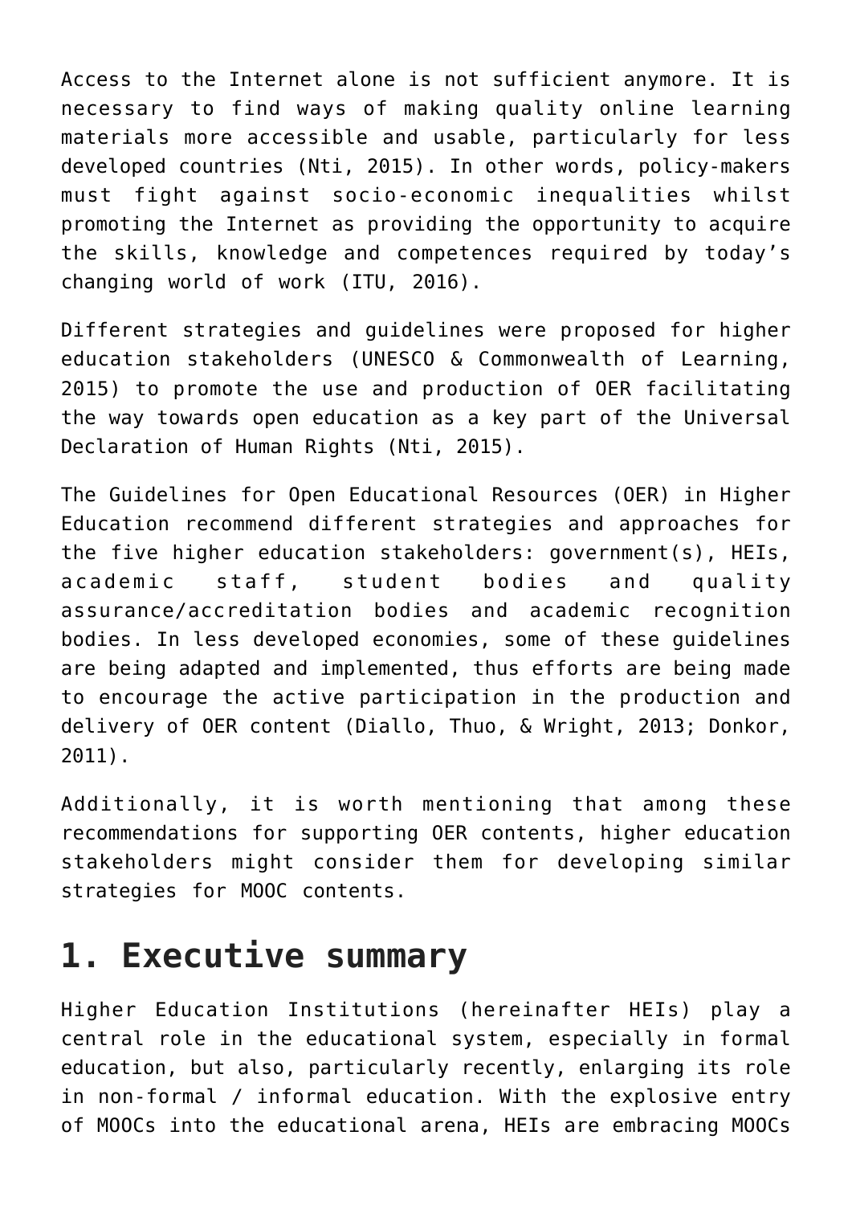Access to the Internet alone is not sufficient anymore. It is necessary to find ways of making quality online learning materials more accessible and usable, particularly for less developed countries (Nti, 2015). In other words, policy-makers must fight against socio-economic inequalities whilst promoting the Internet as providing the opportunity to acquire the skills, knowledge and competences required by today's changing world of work (ITU, 2016).

Different strategies and guidelines were proposed for higher education stakeholders (UNESCO & Commonwealth of Learning, 2015) to promote the use and production of OER facilitating the way towards open education as a key part of the Universal Declaration of Human Rights (Nti, 2015).

The Guidelines for Open Educational Resources (OER) in Higher Education recommend different strategies and approaches for the five higher education stakeholders: government(s), HEIs, academic staff, student bodies and quality assurance/accreditation bodies and academic recognition bodies. In less developed economies, some of these guidelines are being adapted and implemented, thus efforts are being made to encourage the active participation in the production and delivery of OER content (Diallo, Thuo, & Wright, 2013; Donkor, 2011).

Additionally, it is worth mentioning that among these recommendations for supporting OER contents, higher education stakeholders might consider them for developing similar strategies for MOOC contents.

# 1. Executive summary

Higher Education Institutions (hereinafter HEIs) play a central role in the educational system, especially in formal education, but also, particularly recently, enlarging its role in non-formal / informal education. With the explosive entry of MOOCs into the educational arena, HEIs are embracing MOOCs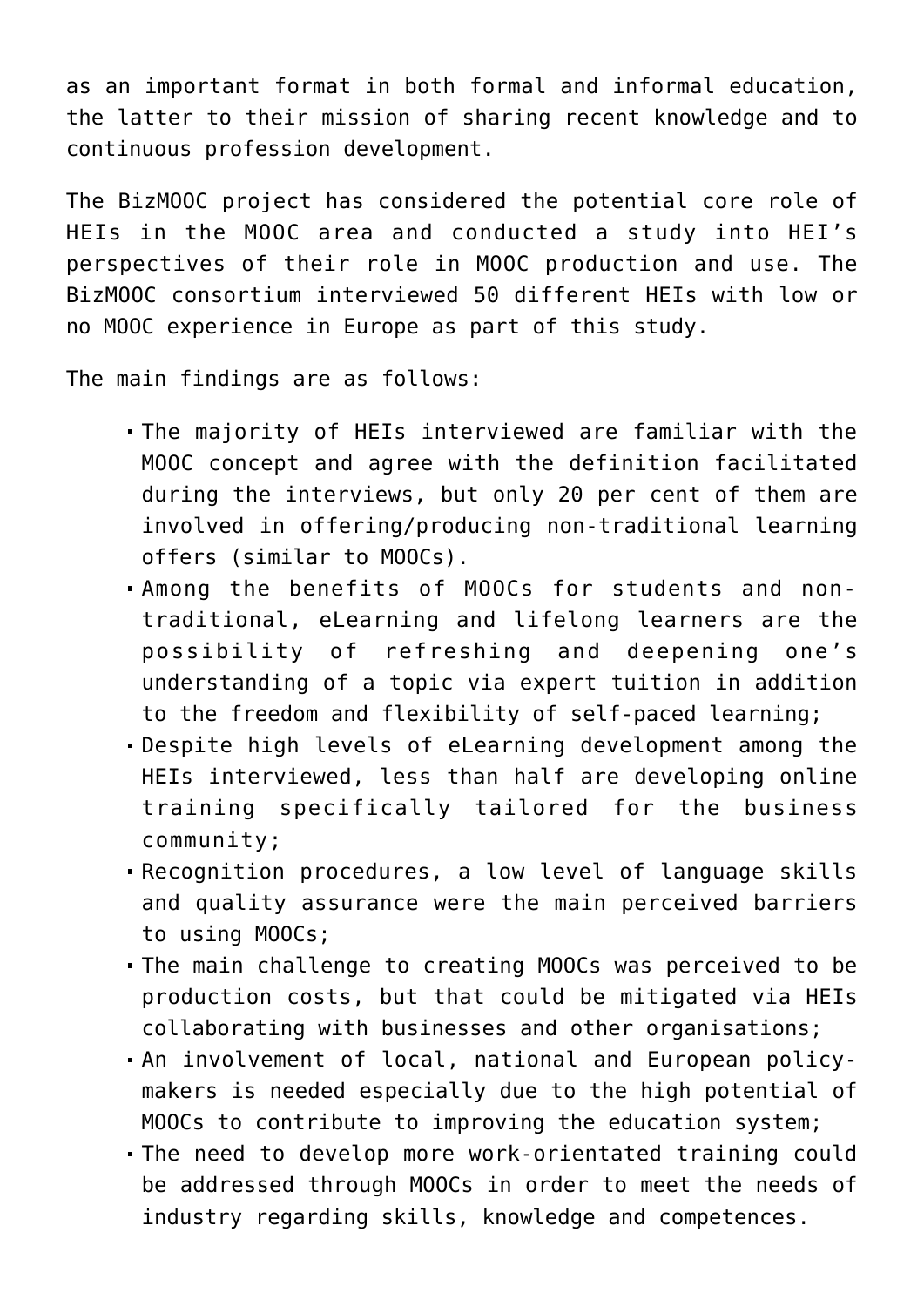as an important format in both formal and informal education, the latter to their mission of sharing recent knowledge and to continuous profession development.

The BizMOOC project has considered the potential core role of HEIs in the MOOC area and conducted a study into HEI's perspectives of their role in MOOC production and use. The BizMOOC consortium interviewed 50 different HEIs with low or no MOOC experience in Europe as part of this study.

The main findings are as follows:

- The majority of HEIs interviewed are familiar with the MOOC concept and agree with the definition facilitated during the interviews, but only 20 per cent of them are involved in offering/producing non-traditional learning offers (similar to MOOCs).
- Among the benefits of MOOCs for students and non-traditional, eLearning and lifelong learners are the possibility of refreshing and deepening one's understanding of a topic via expert tuition in addition to the freedom and flexibility of self-paced learning;
- Despite high levels of eLearning development among the HEIs interviewed, less than half are developing online training specifically tailored for the business community;
- Recognition procedures, a low level of language skills and quality assurance were the main perceived barriers to using MOOCs;
- The main challenge to creating MOOCs was perceived to be production costs, but that could be mitigated via HEIs collaborating with businesses and other organisations;
- An involvement of local, national and European policy-makers is needed especially due to the high potential of MOOCs to contribute to improving the education system;
- The need to develop more work-orientated training could be addressed through MOOCs in order to meet the needs of industry regarding skills, knowledge and competences.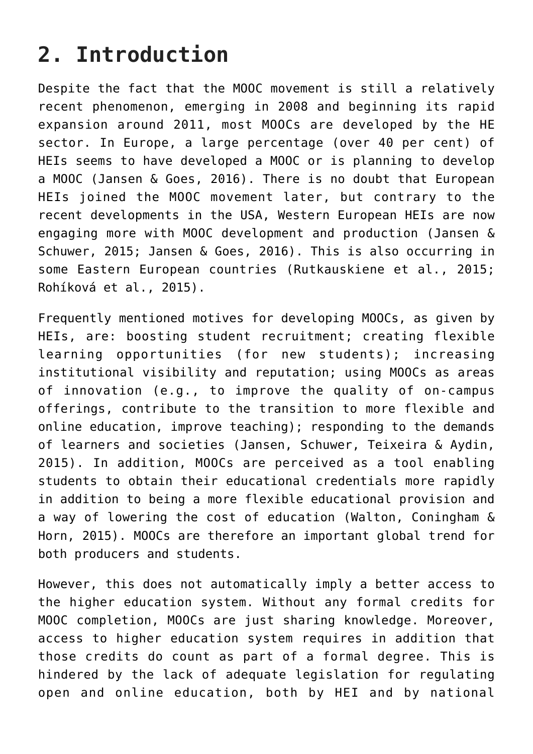# 2. Introduction

Despite the fact that the MOOC movement is still a relatively recent phenomenon, emerging in 2008 and beginning its rapid expansion around 2011, most MOOCs are developed by the HE sector. In Europe, a large percentage (over 40 per cent) of HEIs seems to have developed a MOOC or is planning to develop a MOOC (Jansen & Goes, 2016). There is no doubt that European HEIs joined the MOOC movement later, but contrary to the recent developments in the USA, Western European HEIs are now engaging more with MOOC development and production (Jansen & Schuwer, 2015; Jansen & Goes, 2016). This is also occurring in some Eastern European countries (Rutkauskiene et al., 2015; Rohíková et al., 2015).

Frequently mentioned motives for developing MOOCs, as given by HEIs, are: boosting student recruitment; creating flexible learning opportunities (for new students); increasing institutional visibility and reputation; using MOOCs as areas of innovation (e.g., to improve the quality of on-campus offerings, contribute to the transition to more flexible and online education, improve teaching); responding to the demands of learners and societies (Jansen, Schuwer, Teixeira & Aydin, 2015). In addition, MOOCs are perceived as a tool enabling students to obtain their educational credentials more rapidly in addition to being a more flexible educational provision and a way of lowering the cost of education (Walton, Coningham & Horn, 2015). MOOCs are therefore an important global trend for both producers and students.

However, this does not automatically imply a better access to the higher education system. Without any formal credits for MOOC completion, MOOCs are just sharing knowledge. Moreover, access to higher education system requires in addition that those credits do count as part of a formal degree. This is hindered by the lack of adequate legislation for regulating open and online education, both by HEI and by national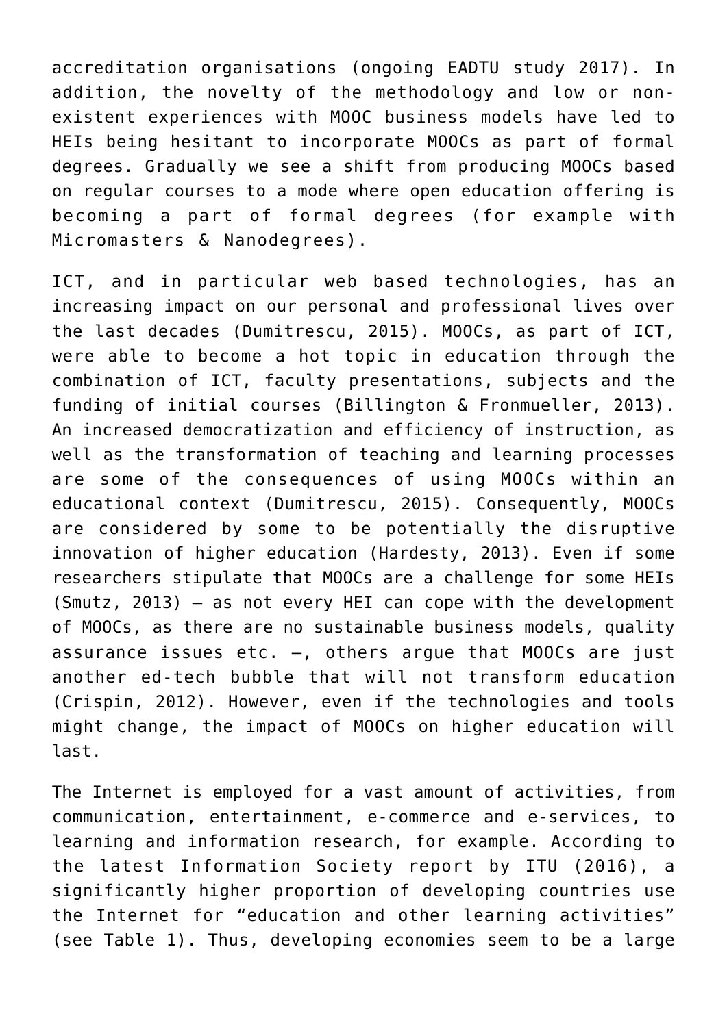accreditation organisations (ongoing EADTU study 2017). In addition, the novelty of the methodology and low or non-existent experiences with MOOC business models have led to HEIs being hesitant to incorporate MOOCs as part of formal degrees. Gradually we see a shift from producing MOOCs based on regular courses to a mode where open education offering is becoming a part of formal degrees (for example with Micromasters & Nanodegrees).

ICT, and in particular web based technologies, has an increasing impact on our personal and professional lives over the last decades (Dumitrescu, 2015). MOOCs, as part of ICT, were able to become a hot topic in education through the combination of ICT, faculty presentations, subjects and the funding of initial courses (Billington & Fronmueller, 2013). An increased democratization and efficiency of instruction, as well as the transformation of teaching and learning processes are some of the consequences of using MOOCs within an educational context (Dumitrescu, 2015). Consequently, MOOCs are considered by some to be potentially the disruptive innovation of higher education (Hardesty, 2013). Even if some researchers stipulate that MOOCs are a challenge for some HEIs (Smutz, 2013) – as not every HEI can cope with the development of MOOCs, as there are no sustainable business models, quality assurance issues etc. –, others argue that MOOCs are just another ed-tech bubble that will not transform education (Crispin, 2012). However, even if the technologies and tools might change, the impact of MOOCs on higher education will last.

The Internet is employed for a vast amount of activities, from communication, entertainment, e-commerce and e-services, to learning and information research, for example. According to the latest Information Society report by ITU (2016), a significantly higher proportion of developing countries use the Internet for "education and other learning activities" (see Table 1). Thus, developing economies seem to be a large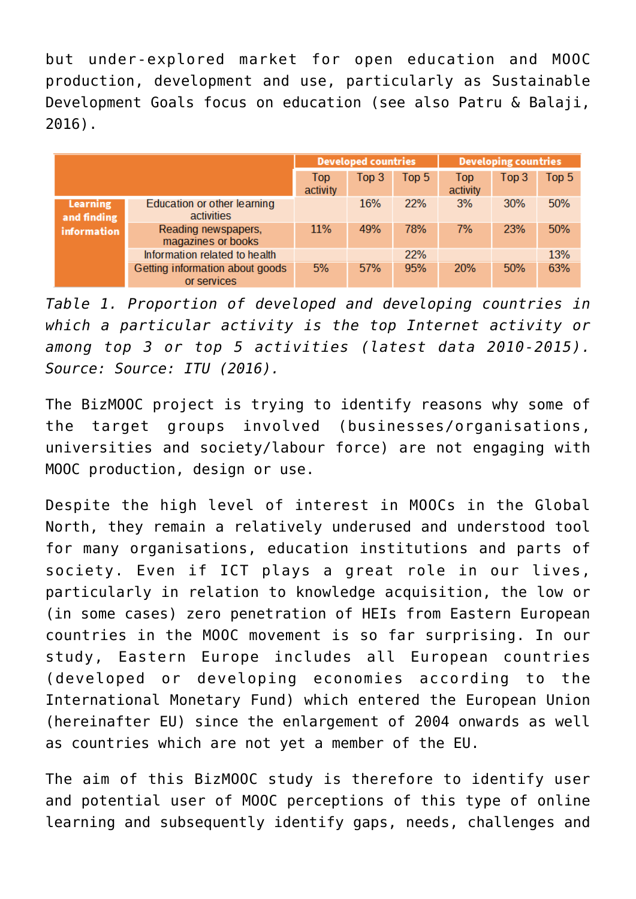but under-explored market for open education and MOOC production, development and use, particularly as Sustainable Development Goals focus on education (see also Patru & Balaji, 2016).

| | | Developed countries | | | Developing countries | | |
|---|---|---|---|---|---|---|---|
| | | Top activity | Top 3 | Top 5 | Top activity | Top 3 | Top 5 |
| **Learning and finding information** | Education or other learning activities | | 16% | 22% | 3% | 30% | 50% |
| | Reading newspapers, magazines or books | 11% | 49% | 78% | 7% | 23% | 50% |
| | Information related to health | | | 22% | | | 13% |
| | Getting information about goods or services | 5% | 57% | 95% | 20% | 50% | 63% |

*Table 1. Proportion of developed and developing countries in which a particular activity is the top Internet activity or among top 3 or top 5 activities (latest data 2010-2015). Source: Source: ITU (2016).*

The BizMOOC project is trying to identify reasons why some of the target groups involved (businesses/organisations, universities and society/labour force) are not engaging with MOOC production, design or use.

Despite the high level of interest in MOOCs in the Global North, they remain a relatively underused and understood tool for many organisations, education institutions and parts of society. Even if ICT plays a great role in our lives, particularly in relation to knowledge acquisition, the low or (in some cases) zero penetration of HEIs from Eastern European countries in the MOOC movement is so far surprising. In our study, Eastern Europe includes all European countries (developed or developing economies according to the International Monetary Fund) which entered the European Union (hereinafter EU) since the enlargement of 2004 onwards as well as countries which are not yet a member of the EU.

The aim of this BizMOOC study is therefore to identify user and potential user of MOOC perceptions of this type of online learning and subsequently identify gaps, needs, challenges and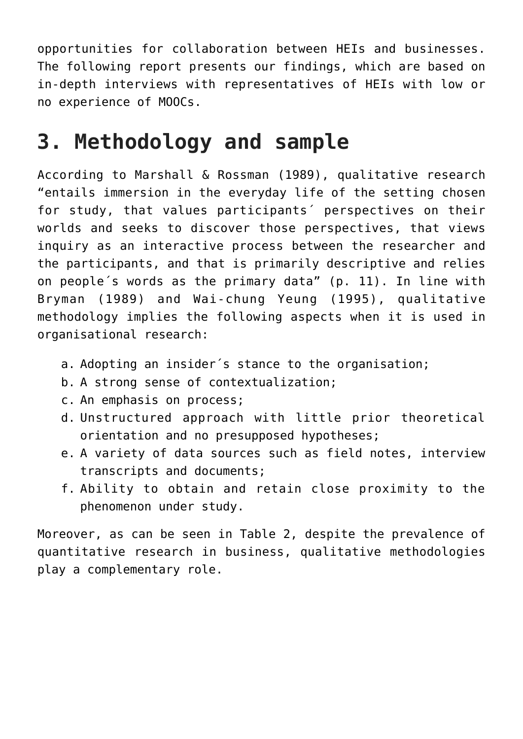opportunities for collaboration between HEIs and businesses. The following report presents our findings, which are based on in-depth interviews with representatives of HEIs with low or no experience of MOOCs.

# 3. Methodology and sample

According to Marshall & Rossman (1989), qualitative research "entails immersion in the everyday life of the setting chosen for study, that values participants´ perspectives on their worlds and seeks to discover those perspectives, that views inquiry as an interactive process between the researcher and the participants, and that is primarily descriptive and relies on people´s words as the primary data" (p. 11). In line with Bryman (1989) and Wai-chung Yeung (1995), qualitative methodology implies the following aspects when it is used in organisational research:

a. Adopting an insider´s stance to the organisation;
b. A strong sense of contextualization;
c. An emphasis on process;
d. Unstructured approach with little prior theoretical orientation and no presupposed hypotheses;
e. A variety of data sources such as field notes, interview transcripts and documents;
f. Ability to obtain and retain close proximity to the phenomenon under study.

Moreover, as can be seen in Table 2, despite the prevalence of quantitative research in business, qualitative methodologies play a complementary role.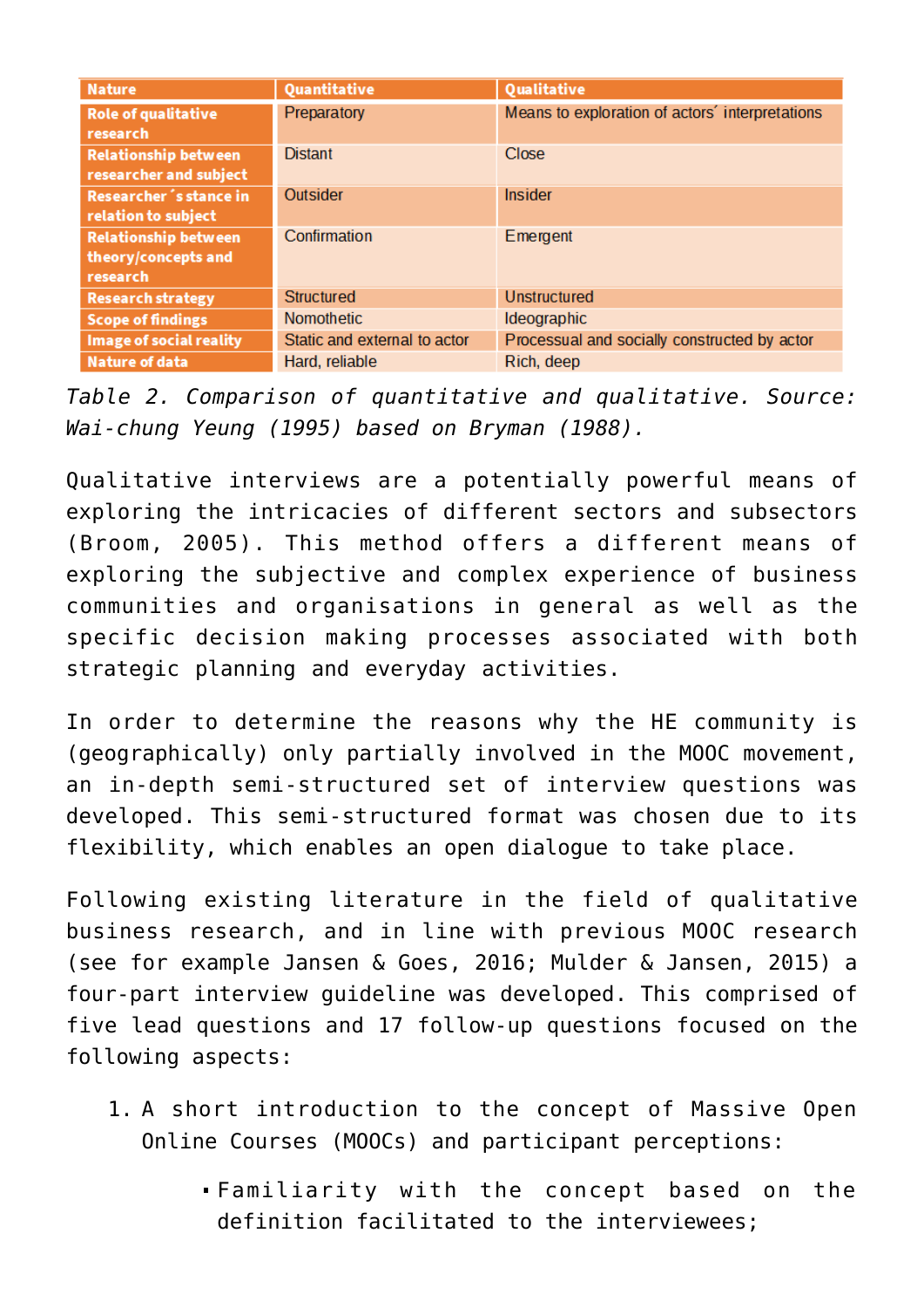| Nature | Quantitative | Qualitative |
|---|---|---|
| Role of qualitative research | Preparatory | Means to exploration of actors´ interpretations |
| Relationship between researcher and subject | Distant | Close |
| Researcher´s stance in relation to subject | Outsider | Insider |
| Relationship between theory/concepts and research | Confirmation | Emergent |
| Research strategy | Structured | Unstructured |
| Scope of findings | Nomothetic | Ideographic |
| Image of social reality | Static and external to actor | Processual and socially constructed by actor |
| Nature of data | Hard, reliable | Rich, deep |

*Table 2. Comparison of quantitative and qualitative. Source: Wai-chung Yeung (1995) based on Bryman (1988).*

Qualitative interviews are a potentially powerful means of exploring the intricacies of different sectors and subsectors (Broom, 2005). This method offers a different means of exploring the subjective and complex experience of business communities and organisations in general as well as the specific decision making processes associated with both strategic planning and everyday activities.

In order to determine the reasons why the HE community is (geographically) only partially involved in the MOOC movement, an in-depth semi-structured set of interview questions was developed. This semi-structured format was chosen due to its flexibility, which enables an open dialogue to take place.

Following existing literature in the field of qualitative business research, and in line with previous MOOC research (see for example Jansen & Goes, 2016; Mulder & Jansen, 2015) a four-part interview guideline was developed. This comprised of five lead questions and 17 follow-up questions focused on the following aspects:

1. A short introduction to the concept of Massive Open Online Courses (MOOCs) and participant perceptions:
   - Familiarity with the concept based on the definition facilitated to the interviewees;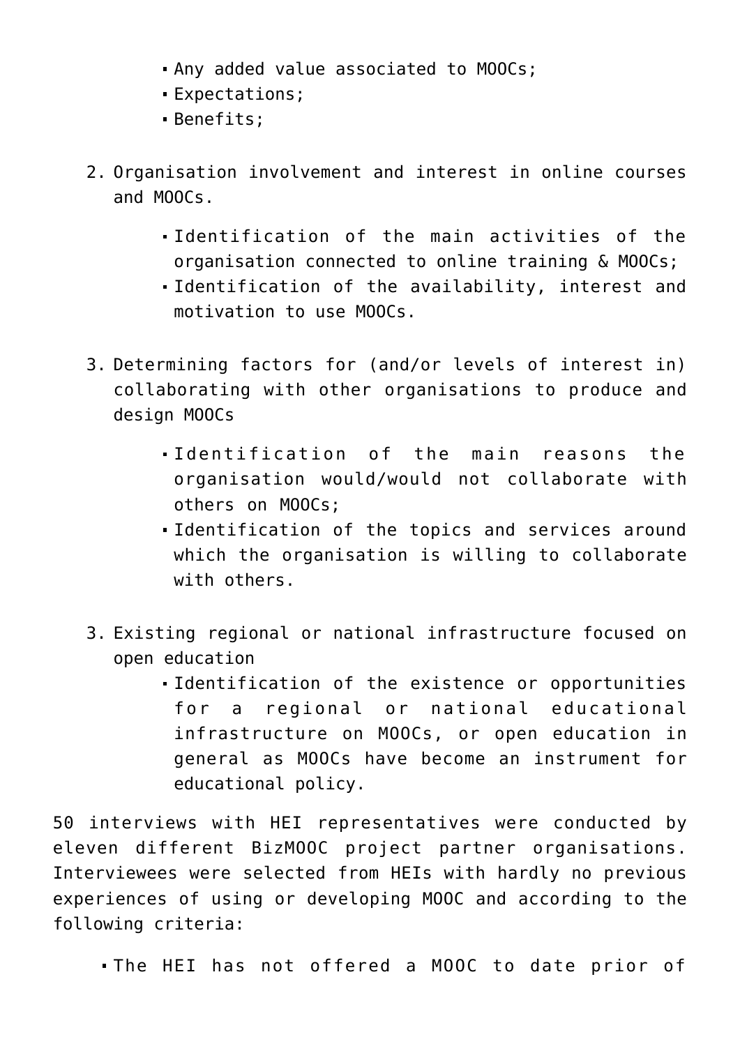- Any added value associated to MOOCs;
- Expectations;
- Benefits;

2. Organisation involvement and interest in online courses and MOOCs.
   - Identification of the main activities of the organisation connected to online training & MOOCs;
   - Identification of the availability, interest and motivation to use MOOCs.

3. Determining factors for (and/or levels of interest in) collaborating with other organisations to produce and design MOOCs
   - Identification of the main reasons the organisation would/would not collaborate with others on MOOCs;
   - Identification of the topics and services around which the organisation is willing to collaborate with others.

3. Existing regional or national infrastructure focused on open education
   - Identification of the existence or opportunities for a regional or national educational infrastructure on MOOCs, or open education in general as MOOCs have become an instrument for educational policy.

50 interviews with HEI representatives were conducted by eleven different BizMOOC project partner organisations. Interviewees were selected from HEIs with hardly no previous experiences of using or developing MOOC and according to the following criteria:

- The HEI has not offered a MOOC to date prior of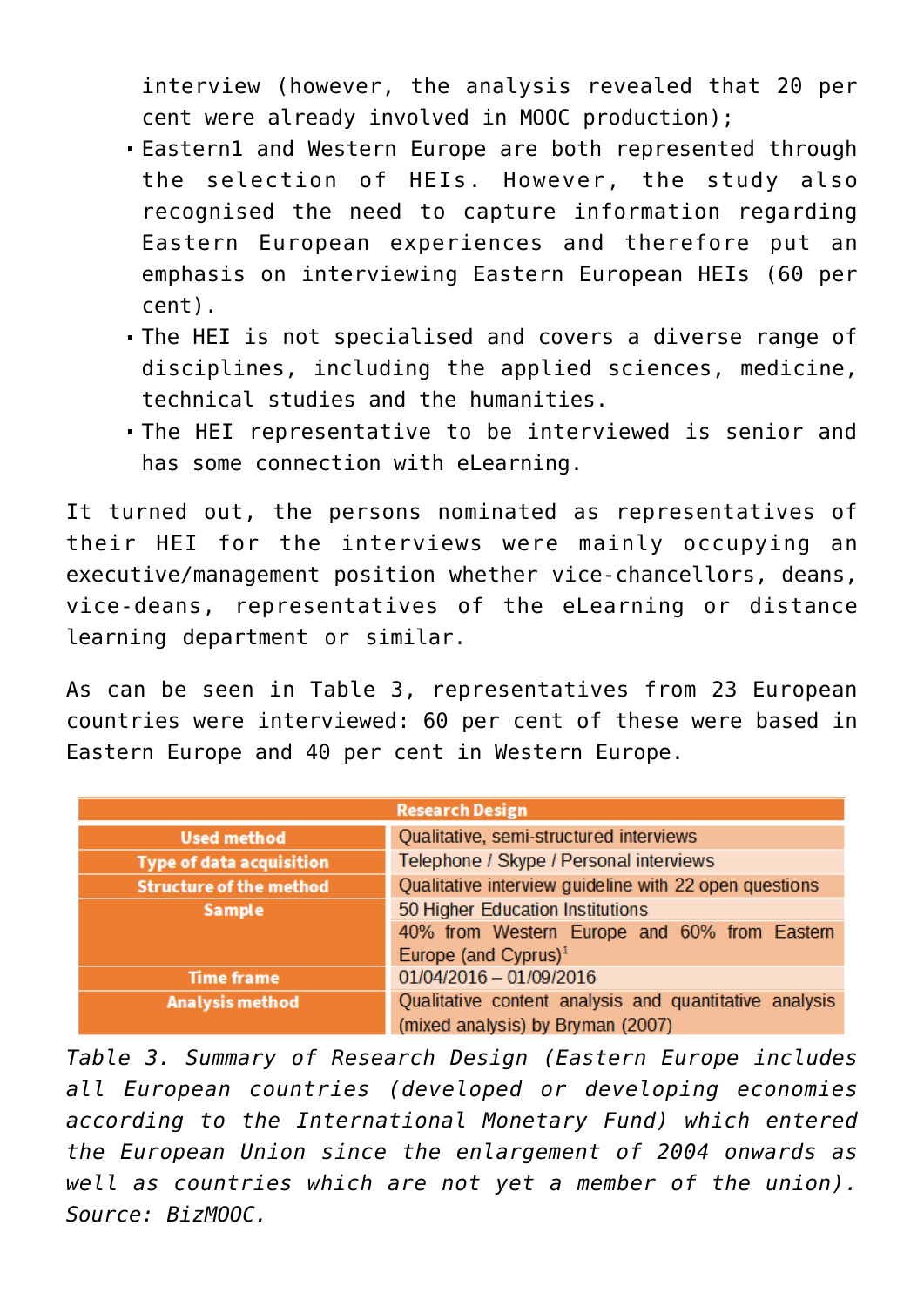interview (however, the analysis revealed that 20 per cent were already involved in MOOC production);

- Eastern1 and Western Europe are both represented through the selection of HEIs. However, the study also recognised the need to capture information regarding Eastern European experiences and therefore put an emphasis on interviewing Eastern European HEIs (60 per cent).
- The HEI is not specialised and covers a diverse range of disciplines, including the applied sciences, medicine, technical studies and the humanities.
- The HEI representative to be interviewed is senior and has some connection with eLearning.

It turned out, the persons nominated as representatives of their HEI for the interviews were mainly occupying an executive/management position whether vice-chancellors, deans, vice-deans, representatives of the eLearning or distance learning department or similar.

As can be seen in Table 3, representatives from 23 European countries were interviewed: 60 per cent of these were based in Eastern Europe and 40 per cent in Western Europe.

| Research Design | |
|---|---|
| **Used method** | Qualitative, semi-structured interviews |
| **Type of data acquisition** | Telephone / Skype / Personal interviews |
| **Structure of the method** | Qualitative interview guideline with 22 open questions |
| **Sample** | 50 Higher Education Institutions<br>40% from Western Europe and 60% from Eastern Europe (and Cyprus)[1] |
| **Time frame** | 01/04/2016 – 01/09/2016 |
| **Analysis method** | Qualitative content analysis and quantitative analysis (mixed analysis) by Bryman (2007) |

*Table 3. Summary of Research Design (Eastern Europe includes all European countries (developed or developing economies according to the International Monetary Fund) which entered the European Union since the enlargement of 2004 onwards as well as countries which are not yet a member of the union). Source: BizMOOC.*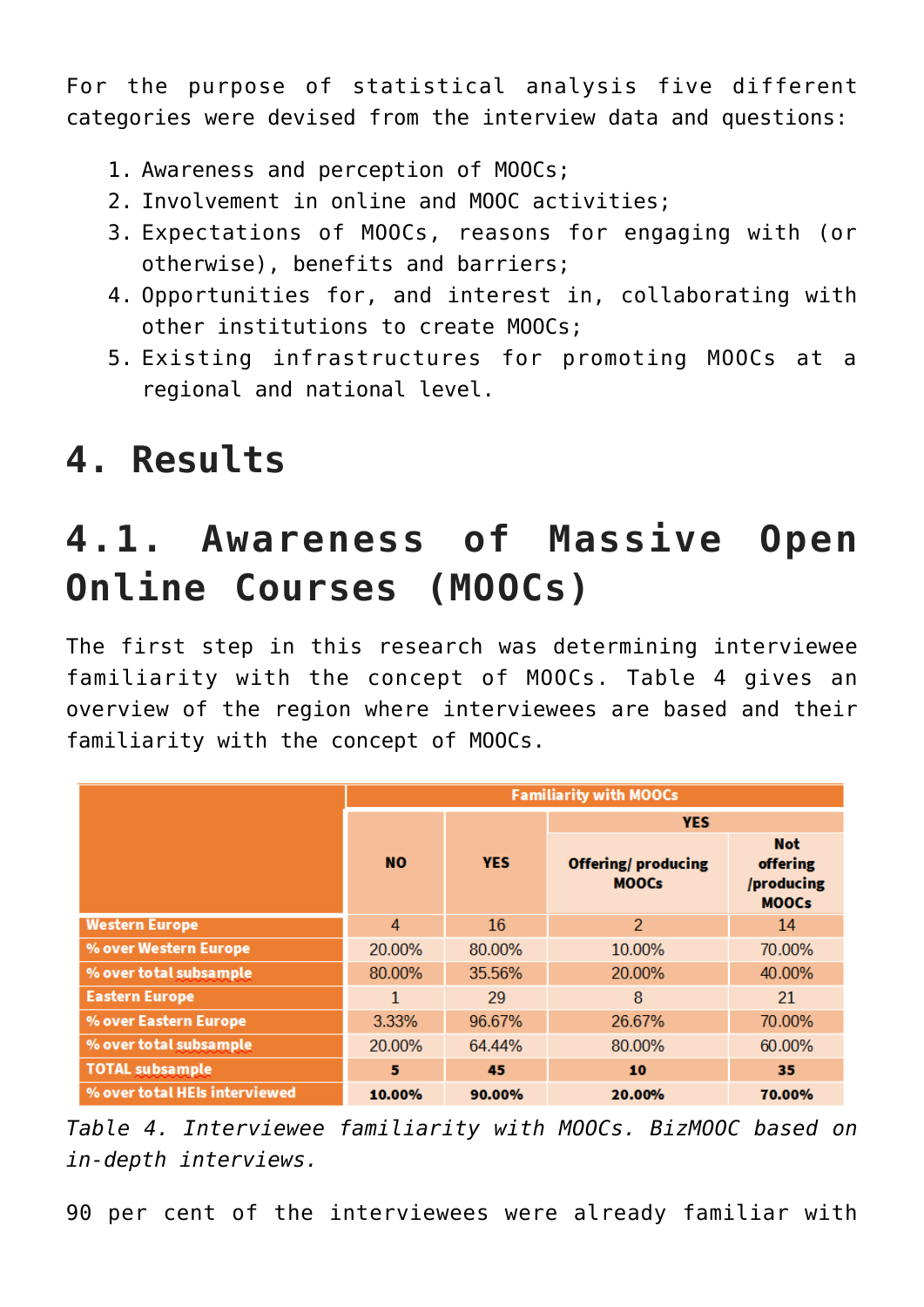For the purpose of statistical analysis five different categories were devised from the interview data and questions:

1. Awareness and perception of MOOCs;
2. Involvement in online and MOOC activities;
3. Expectations of MOOCs, reasons for engaging with (or otherwise), benefits and barriers;
4. Opportunities for, and interest in, collaborating with other institutions to create MOOCs;
5. Existing infrastructures for promoting MOOCs at a regional and national level.

# 4. Results

## 4.1. Awareness of Massive Open Online Courses (MOOCs)

The first step in this research was determining interviewee familiarity with the concept of MOOCs. Table 4 gives an overview of the region where interviewees are based and their familiarity with the concept of MOOCs.

| | Familiarity with MOOCs | | | |
|---|---|---|---|---|
| | | | YES | |
| | NO | YES | Offering/ producing MOOCs | Not offering /producing MOOCs |
| Western Europe | 4 | 16 | 2 | 14 |
| % over Western Europe | 20.00% | 80.00% | 10.00% | 70.00% |
| % over total subsample | 80.00% | 35.56% | 20.00% | 40.00% |
| Eastern Europe | 1 | 29 | 8 | 21 |
| % over Eastern Europe | 3.33% | 96.67% | 26.67% | 70.00% |
| % over total subsample | 20.00% | 64.44% | 80.00% | 60.00% |
| **TOTAL subsample** | **5** | **45** | **10** | **35** |
| **% over total HEIs interviewed** | **10.00%** | **90.00%** | **20.00%** | **70.00%** |

*Table 4. Interviewee familiarity with MOOCs. BizMOOC based on in-depth interviews.*

90 per cent of the interviewees were already familiar with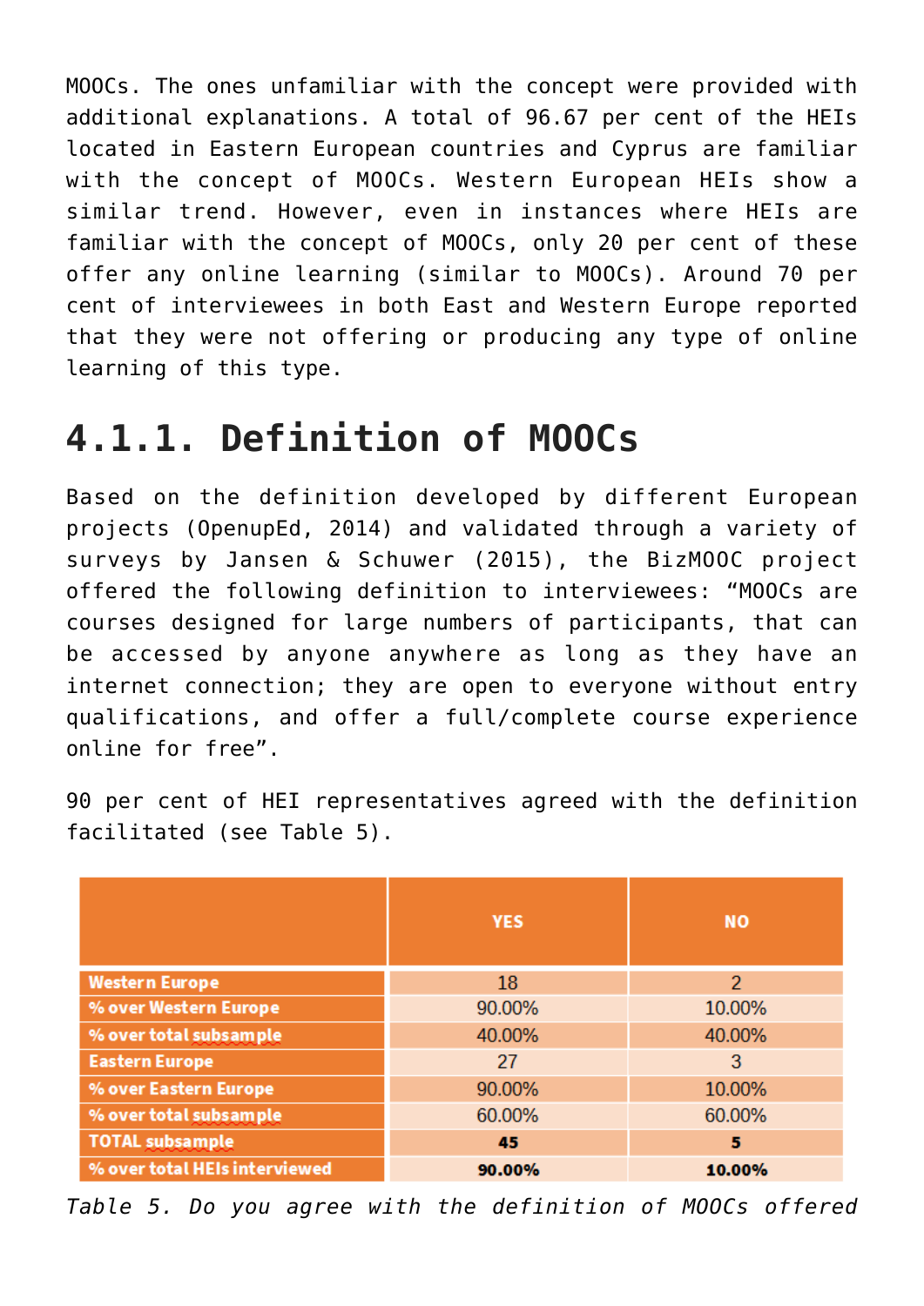MOOCs. The ones unfamiliar with the concept were provided with additional explanations. A total of 96.67 per cent of the HEIs located in Eastern European countries and Cyprus are familiar with the concept of MOOCs. Western European HEIs show a similar trend. However, even in instances where HEIs are familiar with the concept of MOOCs, only 20 per cent of these offer any online learning (similar to MOOCs). Around 70 per cent of interviewees in both East and Western Europe reported that they were not offering or producing any type of online learning of this type.

### 4.1.1. Definition of MOOCs

Based on the definition developed by different European projects (OpenupEd, 2014) and validated through a variety of surveys by Jansen & Schuwer (2015), the BizMOOC project offered the following definition to interviewees: "MOOCs are courses designed for large numbers of participants, that can be accessed by anyone anywhere as long as they have an internet connection; they are open to everyone without entry qualifications, and offer a full/complete course experience online for free".

90 per cent of HEI representatives agreed with the definition facilitated (see Table 5).

| | YES | NO |
|---|---|---|
| Western Europe | 18 | 2 |
| % over Western Europe | 90.00% | 10.00% |
| % over total subsample | 40.00% | 40.00% |
| Eastern Europe | 27 | 3 |
| % over Eastern Europe | 90.00% | 10.00% |
| % over total subsample | 60.00% | 60.00% |
| **TOTAL subsample** | **45** | **5** |
| **% over total HEIs interviewed** | **90.00%** | **10.00%** |

*Table 5. Do you agree with the definition of MOOCs offered*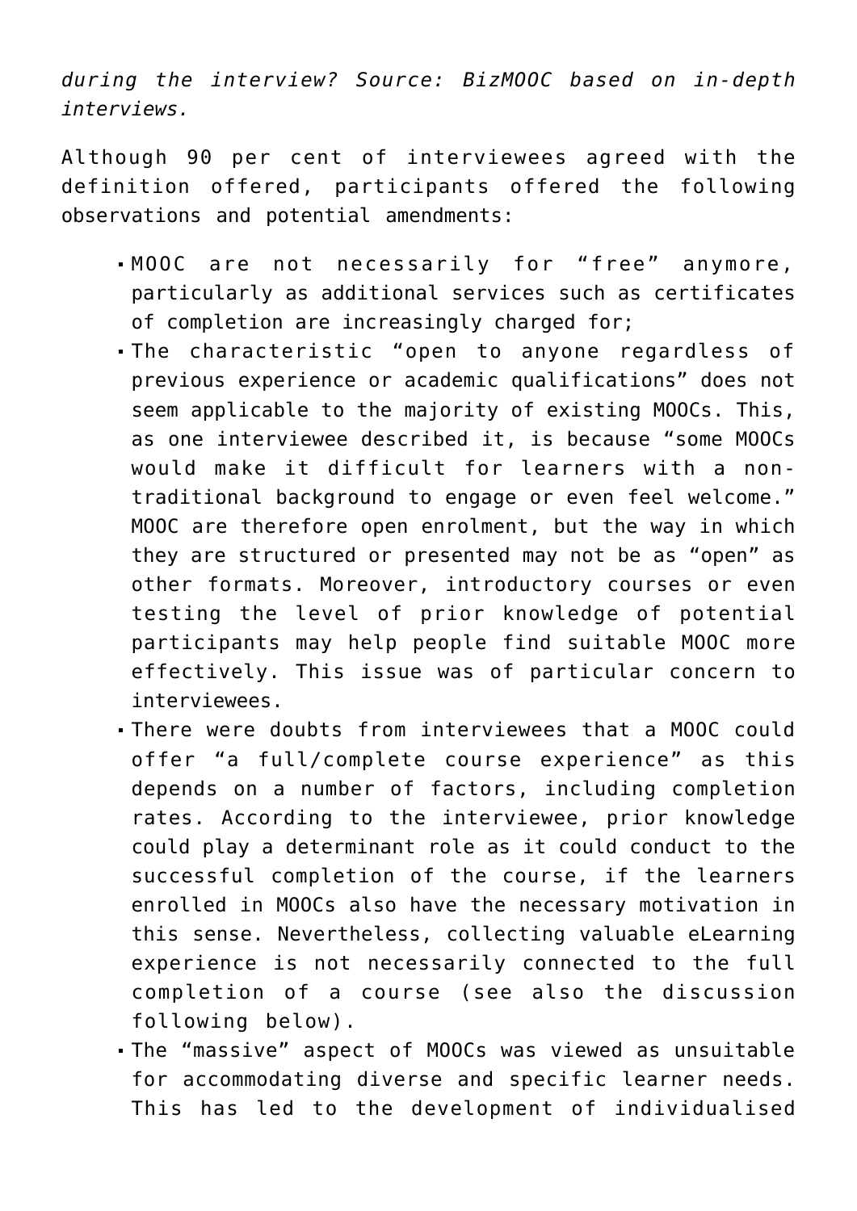*during the interview? Source: BizMOOC based on in-depth interviews.*

Although 90 per cent of interviewees agreed with the definition offered, participants offered the following observations and potential amendments:

- MOOC are not necessarily for "free" anymore, particularly as additional services such as certificates of completion are increasingly charged for;
- The characteristic "open to anyone regardless of previous experience or academic qualifications" does not seem applicable to the majority of existing MOOCs. This, as one interviewee described it, is because "some MOOCs would make it difficult for learners with a non-traditional background to engage or even feel welcome." MOOC are therefore open enrolment, but the way in which they are structured or presented may not be as "open" as other formats. Moreover, introductory courses or even testing the level of prior knowledge of potential participants may help people find suitable MOOC more effectively. This issue was of particular concern to interviewees.
- There were doubts from interviewees that a MOOC could offer "a full/complete course experience" as this depends on a number of factors, including completion rates. According to the interviewee, prior knowledge could play a determinant role as it could conduct to the successful completion of the course, if the learners enrolled in MOOCs also have the necessary motivation in this sense. Nevertheless, collecting valuable eLearning experience is not necessarily connected to the full completion of a course (see also the discussion following below).
- The "massive" aspect of MOOCs was viewed as unsuitable for accommodating diverse and specific learner needs. This has led to the development of individualised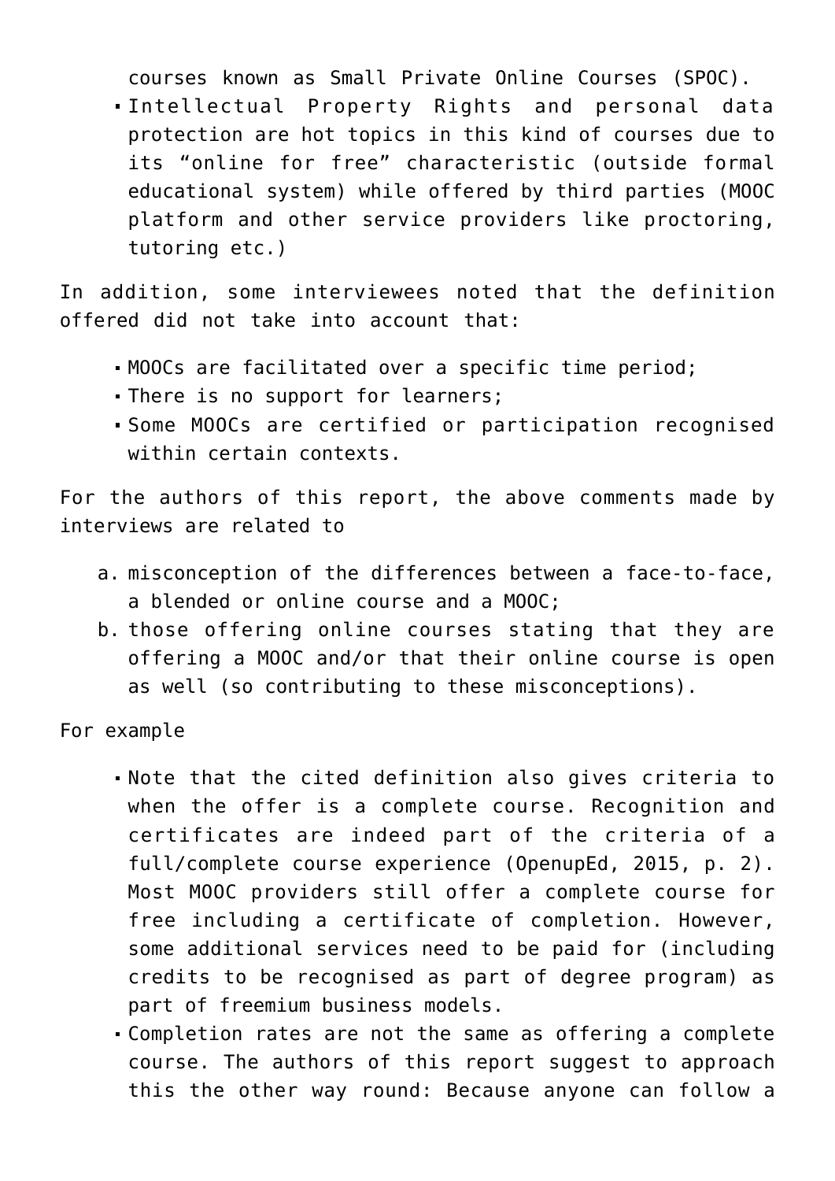courses known as Small Private Online Courses (SPOC).

- Intellectual Property Rights and personal data protection are hot topics in this kind of courses due to its “online for free” characteristic (outside formal educational system) while offered by third parties (MOOC platform and other service providers like proctoring, tutoring etc.)

In addition, some interviewees noted that the definition offered did not take into account that:

- MOOCs are facilitated over a specific time period;
- There is no support for learners;
- Some MOOCs are certified or participation recognised within certain contexts.

For the authors of this report, the above comments made by interviews are related to

a. misconception of the differences between a face-to-face, a blended or online course and a MOOC;
b. those offering online courses stating that they are offering a MOOC and/or that their online course is open as well (so contributing to these misconceptions).

For example

- Note that the cited definition also gives criteria to when the offer is a complete course. Recognition and certificates are indeed part of the criteria of a full/complete course experience (OpenupEd, 2015, p. 2). Most MOOC providers still offer a complete course for free including a certificate of completion. However, some additional services need to be paid for (including credits to be recognised as part of degree program) as part of freemium business models.
- Completion rates are not the same as offering a complete course. The authors of this report suggest to approach this the other way round: Because anyone can follow a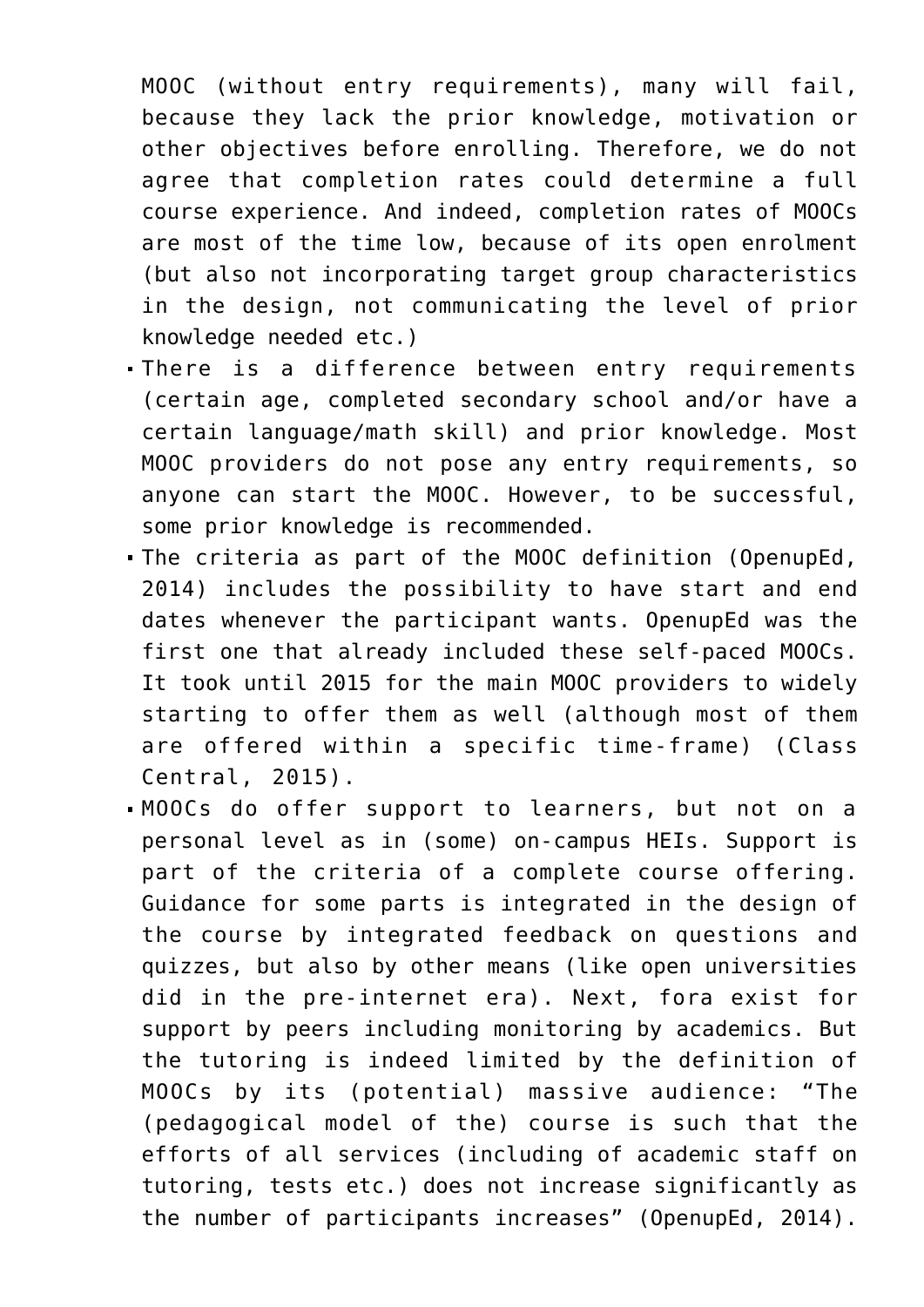MOOC (without entry requirements), many will fail, because they lack the prior knowledge, motivation or other objectives before enrolling. Therefore, we do not agree that completion rates could determine a full course experience. And indeed, completion rates of MOOCs are most of the time low, because of its open enrolment (but also not incorporating target group characteristics in the design, not communicating the level of prior knowledge needed etc.)

- There is a difference between entry requirements (certain age, completed secondary school and/or have a certain language/math skill) and prior knowledge. Most MOOC providers do not pose any entry requirements, so anyone can start the MOOC. However, to be successful, some prior knowledge is recommended.
- The criteria as part of the MOOC definition (OpenupEd, 2014) includes the possibility to have start and end dates whenever the participant wants. OpenupEd was the first one that already included these self-paced MOOCs. It took until 2015 for the main MOOC providers to widely starting to offer them as well (although most of them are offered within a specific time-frame) (Class Central, 2015).
- MOOCs do offer support to learners, but not on a personal level as in (some) on-campus HEIs. Support is part of the criteria of a complete course offering. Guidance for some parts is integrated in the design of the course by integrated feedback on questions and quizzes, but also by other means (like open universities did in the pre-internet era). Next, fora exist for support by peers including monitoring by academics. But the tutoring is indeed limited by the definition of MOOCs by its (potential) massive audience: “The (pedagogical model of the) course is such that the efforts of all services (including of academic staff on tutoring, tests etc.) does not increase significantly as the number of participants increases” (OpenupEd, 2014).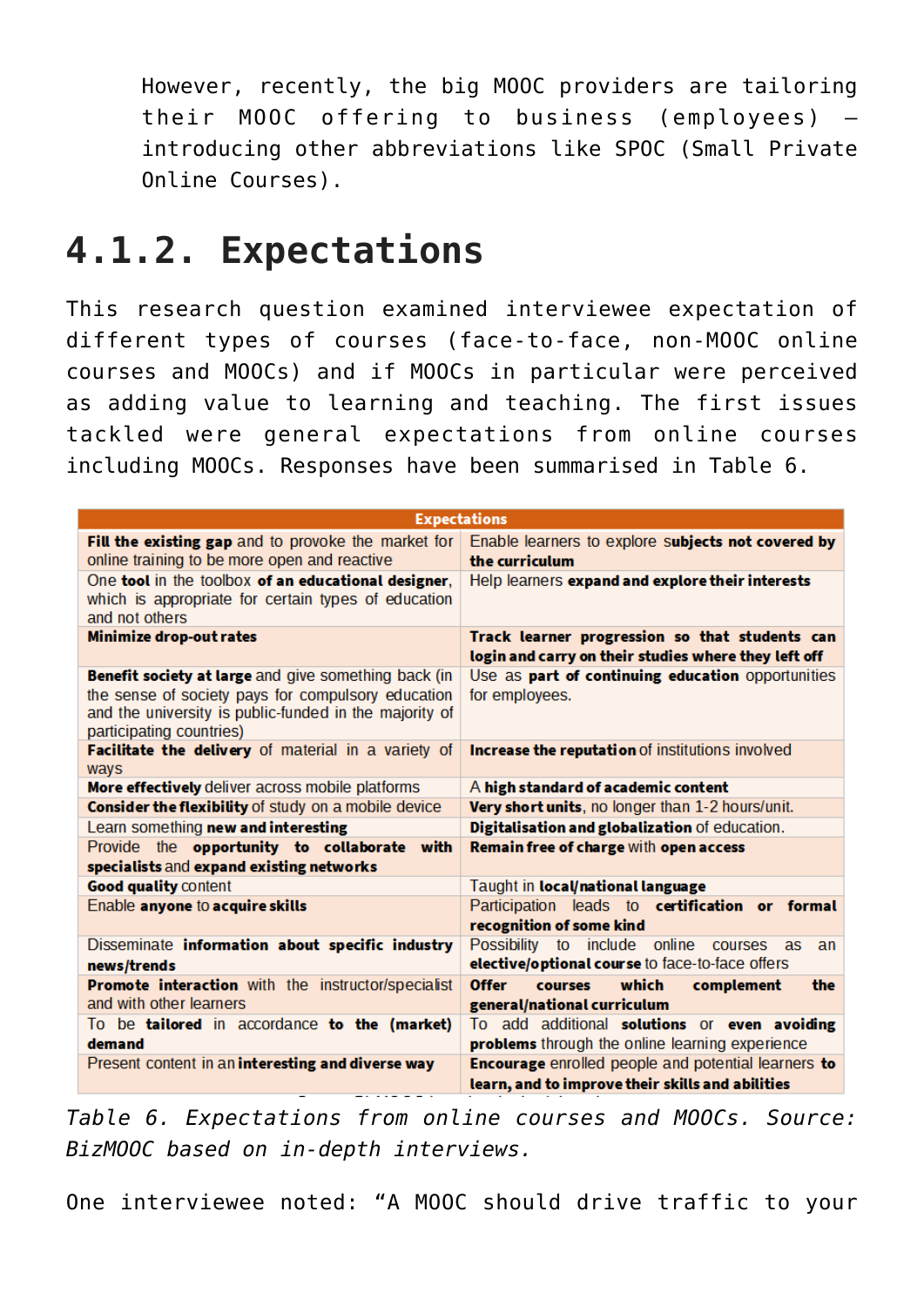However, recently, the big MOOC providers are tailoring their MOOC offering to business (employees) – introducing other abbreviations like SPOC (Small Private Online Courses).

## 4.1.2. Expectations

This research question examined interviewee expectation of different types of courses (face-to-face, non-MOOC online courses and MOOCs) and if MOOCs in particular were perceived as adding value to learning and teaching. The first issues tackled were general expectations from online courses including MOOCs. Responses have been summarised in Table 6.

| Expectations | |
|---|---|
| **Fill the existing gap** and to provoke the market for online training to be more open and reactive | Enable learners to explore s**ubjects not covered by the curriculum** |
| One **tool** in the toolbox **of an educational designer**, which is appropriate for certain types of education and not others | Help learners **expand and explore their interests** |
| **Minimize drop-out rates** | **Track learner progression so that students can login and carry on their studies where they left off** |
| **Benefit society at large** and give something back (in the sense of society pays for compulsory education and the university is public-funded in the majority of participating countries) | Use as **part of continuing education** opportunities for employees. |
| **Facilitate the delivery** of material in a variety of ways | **Increase the reputation** of institutions involved |
| **More effectively** deliver across mobile platforms | A **high standard of academic content** |
| **Consider the flexibility** of study on a mobile device | **Very short units**, no longer than 1-2 hours/unit. |
| Learn something **new and interesting** | **Digitalisation and globalization** of education. |
| Provide the **opportunity to collaborate with specialists** and **expand existing networks** | **Remain free of charge** with **open access** |
| **Good quality** content | Taught in **local/national language** |
| Enable **anyone** to **acquire skills** | Participation leads to **certification or formal recognition of some kind** |
| Disseminate **information about specific industry news/trends** | Possibility to include online courses as an **elective/optional course** to face-to-face offers |
| **Promote interaction** with the instructor/specialist and with other learners | **Offer courses which complement the general/national curriculum** |
| To be **tailored** in accordance **to the (market) demand** | To add additional **solutions** or **even avoiding problems** through the online learning experience |
| Present content in an **interesting and diverse way** | **Encourage** enrolled people and potential learners **to learn, and to improve their skills and abilities** |

*Table 6. Expectations from online courses and MOOCs. Source: BizMOOC based on in-depth interviews.*

One interviewee noted: “A MOOC should drive traffic to your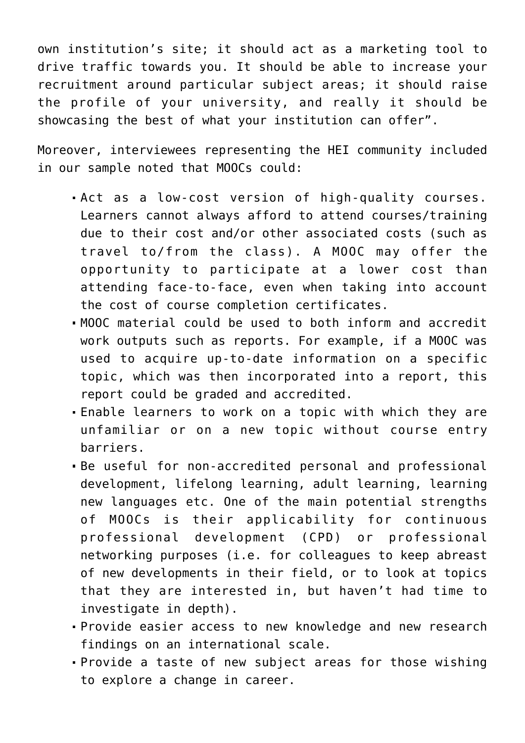own institution’s site; it should act as a marketing tool to drive traffic towards you. It should be able to increase your recruitment around particular subject areas; it should raise the profile of your university, and really it should be showcasing the best of what your institution can offer”.

Moreover, interviewees representing the HEI community included in our sample noted that MOOCs could:

- Act as a low-cost version of high-quality courses. Learners cannot always afford to attend courses/training due to their cost and/or other associated costs (such as travel to/from the class). A MOOC may offer the opportunity to participate at a lower cost than attending face-to-face, even when taking into account the cost of course completion certificates.
- MOOC material could be used to both inform and accredit work outputs such as reports. For example, if a MOOC was used to acquire up-to-date information on a specific topic, which was then incorporated into a report, this report could be graded and accredited.
- Enable learners to work on a topic with which they are unfamiliar or on a new topic without course entry barriers.
- Be useful for non-accredited personal and professional development, lifelong learning, adult learning, learning new languages etc. One of the main potential strengths of MOOCs is their applicability for continuous professional development (CPD) or professional networking purposes (i.e. for colleagues to keep abreast of new developments in their field, or to look at topics that they are interested in, but haven’t had time to investigate in depth).
- Provide easier access to new knowledge and new research findings on an international scale.
- Provide a taste of new subject areas for those wishing to explore a change in career.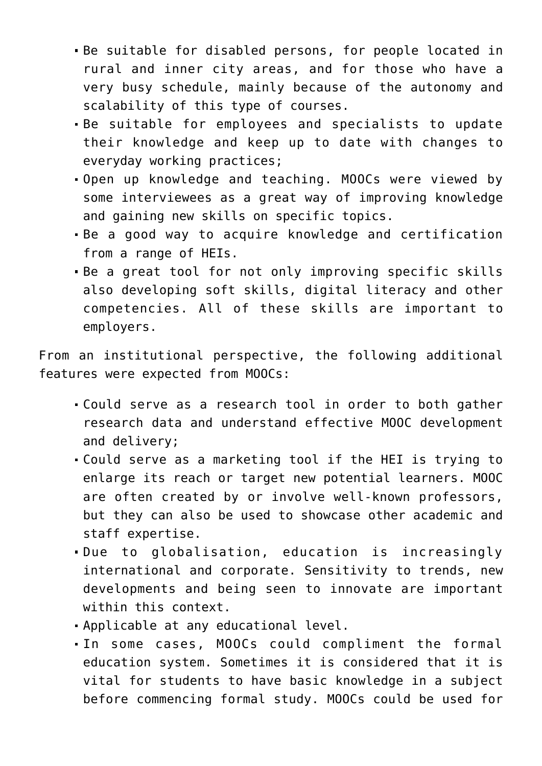- Be suitable for disabled persons, for people located in rural and inner city areas, and for those who have a very busy schedule, mainly because of the autonomy and scalability of this type of courses.
- Be suitable for employees and specialists to update their knowledge and keep up to date with changes to everyday working practices;
- Open up knowledge and teaching. MOOCs were viewed by some interviewees as a great way of improving knowledge and gaining new skills on specific topics.
- Be a good way to acquire knowledge and certification from a range of HEIs.
- Be a great tool for not only improving specific skills also developing soft skills, digital literacy and other competencies. All of these skills are important to employers.

From an institutional perspective, the following additional features were expected from MOOCs:

- Could serve as a research tool in order to both gather research data and understand effective MOOC development and delivery;
- Could serve as a marketing tool if the HEI is trying to enlarge its reach or target new potential learners. MOOC are often created by or involve well-known professors, but they can also be used to showcase other academic and staff expertise.
- Due to globalisation, education is increasingly international and corporate. Sensitivity to trends, new developments and being seen to innovate are important within this context.
- Applicable at any educational level.
- In some cases, MOOCs could compliment the formal education system. Sometimes it is considered that it is vital for students to have basic knowledge in a subject before commencing formal study. MOOCs could be used for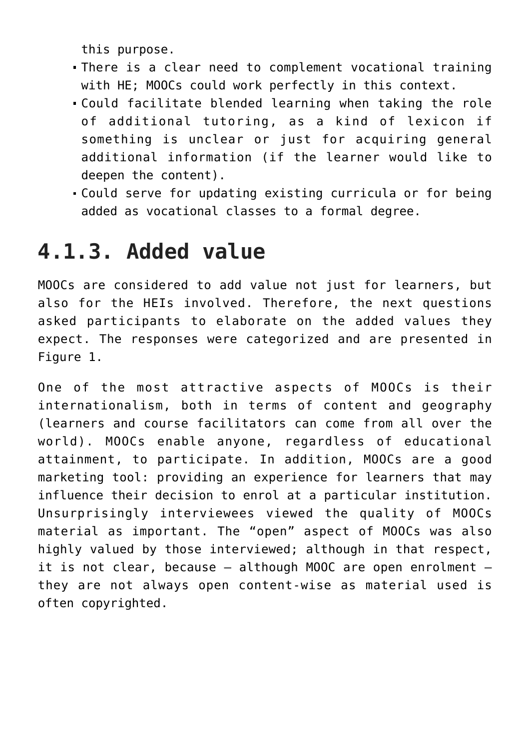this purpose.

- There is a clear need to complement vocational training with HE; MOOCs could work perfectly in this context.
- Could facilitate blended learning when taking the role of additional tutoring, as a kind of lexicon if something is unclear or just for acquiring general additional information (if the learner would like to deepen the content).
- Could serve for updating existing curricula or for being added as vocational classes to a formal degree.

## 4.1.3. Added value

MOOCs are considered to add value not just for learners, but also for the HEIs involved. Therefore, the next questions asked participants to elaborate on the added values they expect. The responses were categorized and are presented in Figure 1.

One of the most attractive aspects of MOOCs is their internationalism, both in terms of content and geography (learners and course facilitators can come from all over the world). MOOCs enable anyone, regardless of educational attainment, to participate. In addition, MOOCs are a good marketing tool: providing an experience for learners that may influence their decision to enrol at a particular institution. Unsurprisingly interviewees viewed the quality of MOOCs material as important. The "open" aspect of MOOCs was also highly valued by those interviewed; although in that respect, it is not clear, because – although MOOC are open enrolment – they are not always open content-wise as material used is often copyrighted.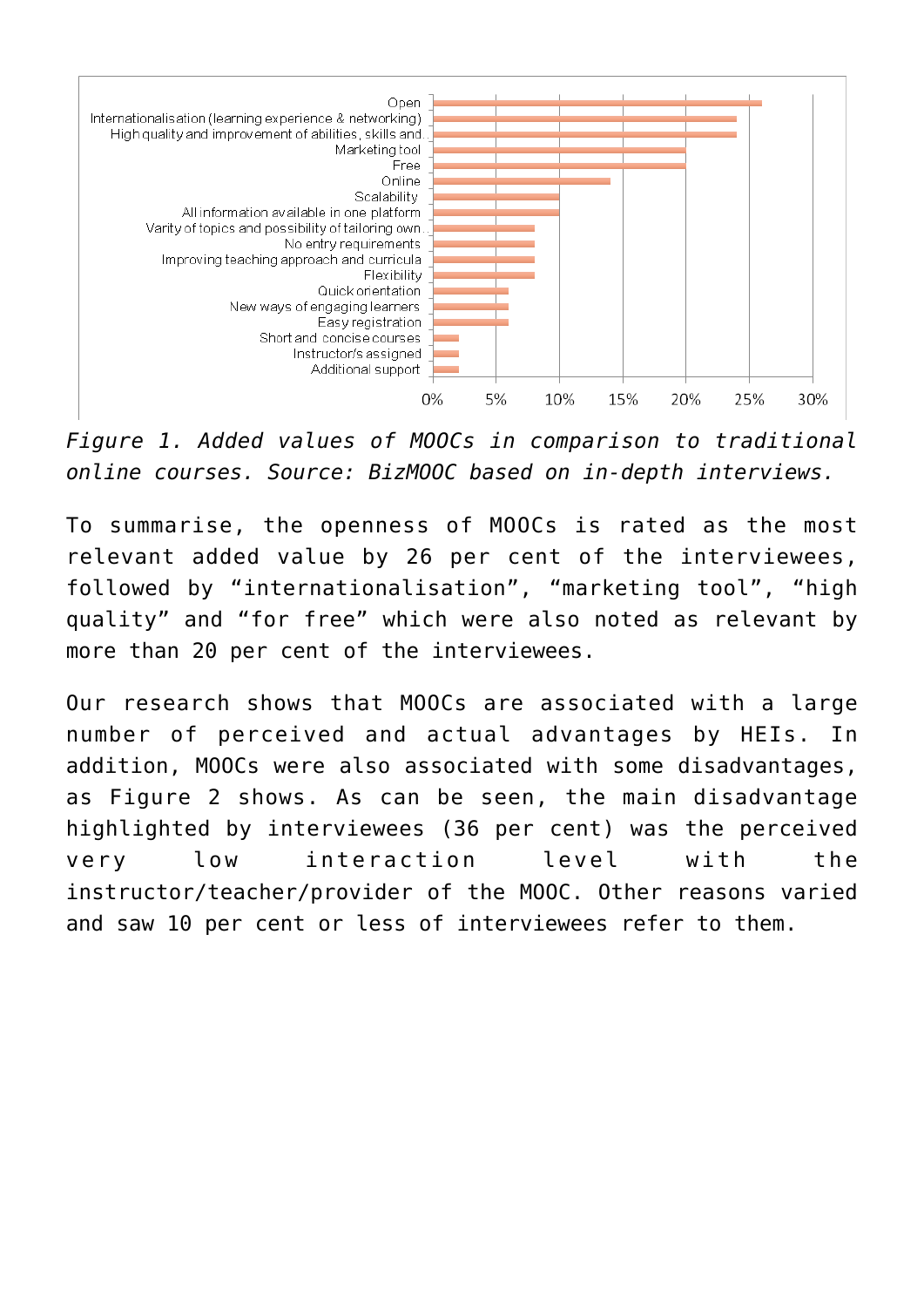*Figure 1. Added values of MOOCs in comparison to traditional online courses. Source: BizMOOC based on in-depth interviews.*

To summarise, the openness of MOOCs is rated as the most relevant added value by 26 per cent of the interviewees, followed by “internationalisation”, “marketing tool”, “high quality” and “for free” which were also noted as relevant by more than 20 per cent of the interviewees.

Our research shows that MOOCs are associated with a large number of perceived and actual advantages by HEIs. In addition, MOOCs were also associated with some disadvantages, as Figure 2 shows. As can be seen, the main disadvantage highlighted by interviewees (36 per cent) was the perceived very low interaction level with the instructor/teacher/provider of the MOOC. Other reasons varied and saw 10 per cent or less of interviewees refer to them.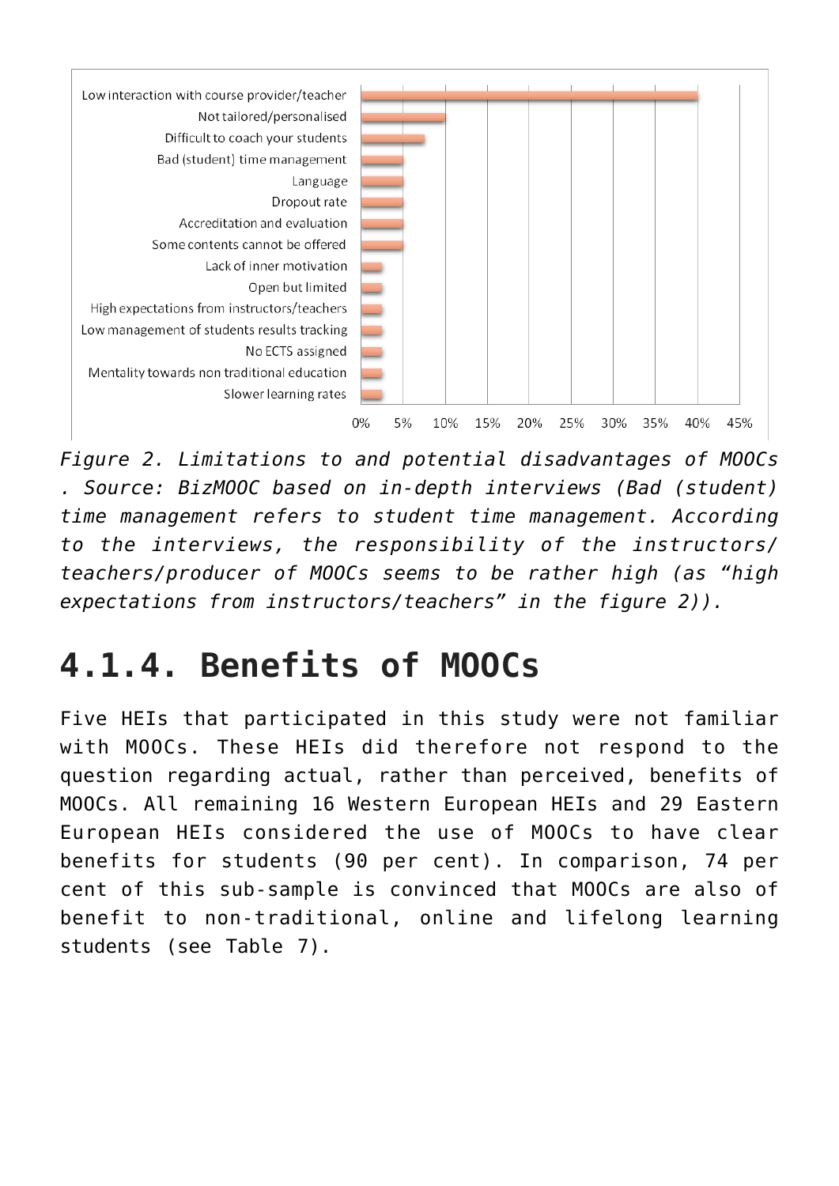*Figure 2. Limitations to and potential disadvantages of MOOCs . Source: BizMOOC based on in-depth interviews (Bad (student) time management refers to student time management. According to the interviews, the responsibility of the instructors/ teachers/producer of MOOCs seems to be rather high (as "high expectations from instructors/teachers" in the figure 2)).*

## 4.1.4. Benefits of MOOCs

Five HEIs that participated in this study were not familiar with MOOCs. These HEIs did therefore not respond to the question regarding actual, rather than perceived, benefits of MOOCs. All remaining 16 Western European HEIs and 29 Eastern European HEIs considered the use of MOOCs to have clear benefits for students (90 per cent). In comparison, 74 per cent of this sub-sample is convinced that MOOCs are also of benefit to non-traditional, online and lifelong learning students (see Table 7).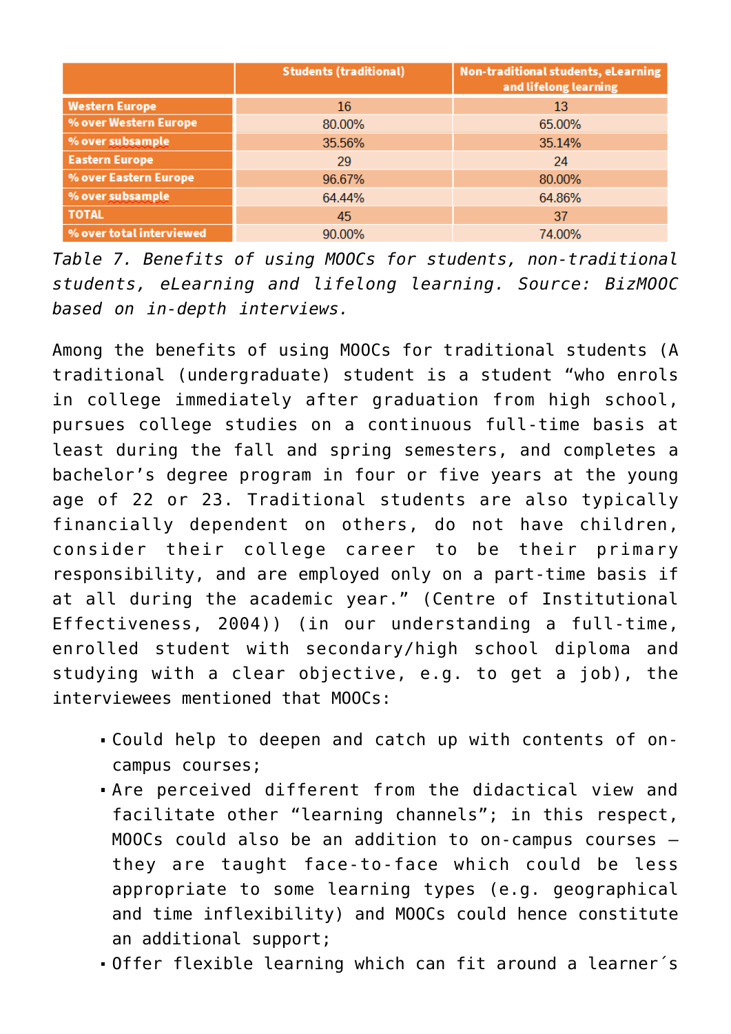| | Students (traditional) | Non-traditional students, eLearning and lifelong learning |
|---|---|---|
| Western Europe | 16 | 13 |
| % over Western Europe | 80.00% | 65.00% |
| % over subsample | 35.56% | 35.14% |
| Eastern Europe | 29 | 24 |
| % over Eastern Europe | 96.67% | 80.00% |
| % over subsample | 64.44% | 64.86% |
| TOTAL | 45 | 37 |
| % over total interviewed | 90.00% | 74.00% |

*Table 7. Benefits of using MOOCs for students, non-traditional students, eLearning and lifelong learning. Source: BizMOOC based on in-depth interviews.*

Among the benefits of using MOOCs for traditional students (A traditional (undergraduate) student is a student "who enrols in college immediately after graduation from high school, pursues college studies on a continuous full-time basis at least during the fall and spring semesters, and completes a bachelor's degree program in four or five years at the young age of 22 or 23. Traditional students are also typically financially dependent on others, do not have children, consider their college career to be their primary responsibility, and are employed only on a part-time basis if at all during the academic year." (Centre of Institutional Effectiveness, 2004)) (in our understanding a full-time, enrolled student with secondary/high school diploma and studying with a clear objective, e.g. to get a job), the interviewees mentioned that MOOCs:

- Could help to deepen and catch up with contents of on-campus courses;
- Are perceived different from the didactical view and facilitate other "learning channels"; in this respect, MOOCs could also be an addition to on-campus courses – they are taught face-to-face which could be less appropriate to some learning types (e.g. geographical and time inflexibility) and MOOCs could hence constitute an additional support;
- Offer flexible learning which can fit around a learner´s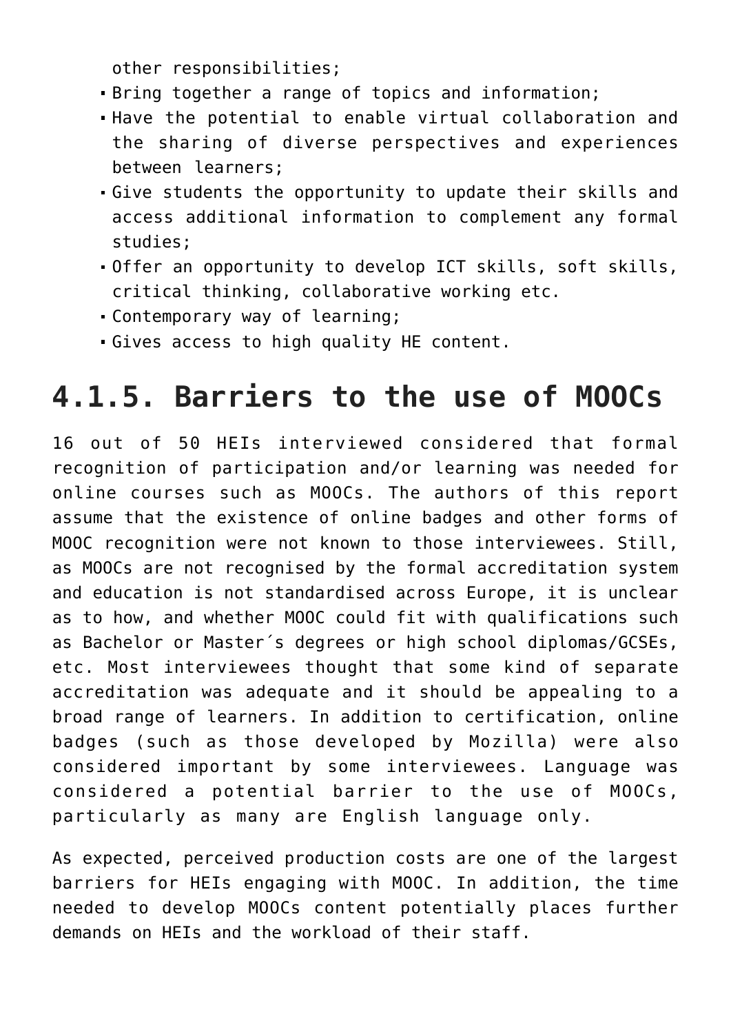other responsibilities;

- Bring together a range of topics and information;
- Have the potential to enable virtual collaboration and the sharing of diverse perspectives and experiences between learners;
- Give students the opportunity to update their skills and access additional information to complement any formal studies;
- Offer an opportunity to develop ICT skills, soft skills, critical thinking, collaborative working etc.
- Contemporary way of learning;
- Gives access to high quality HE content.

## 4.1.5. Barriers to the use of MOOCs

16 out of 50 HEIs interviewed considered that formal recognition of participation and/or learning was needed for online courses such as MOOCs. The authors of this report assume that the existence of online badges and other forms of MOOC recognition were not known to those interviewees. Still, as MOOCs are not recognised by the formal accreditation system and education is not standardised across Europe, it is unclear as to how, and whether MOOC could fit with qualifications such as Bachelor or Master´s degrees or high school diplomas/GCSEs, etc. Most interviewees thought that some kind of separate accreditation was adequate and it should be appealing to a broad range of learners. In addition to certification, online badges (such as those developed by Mozilla) were also considered important by some interviewees. Language was considered a potential barrier to the use of MOOCs, particularly as many are English language only.

As expected, perceived production costs are one of the largest barriers for HEIs engaging with MOOC. In addition, the time needed to develop MOOCs content potentially places further demands on HEIs and the workload of their staff.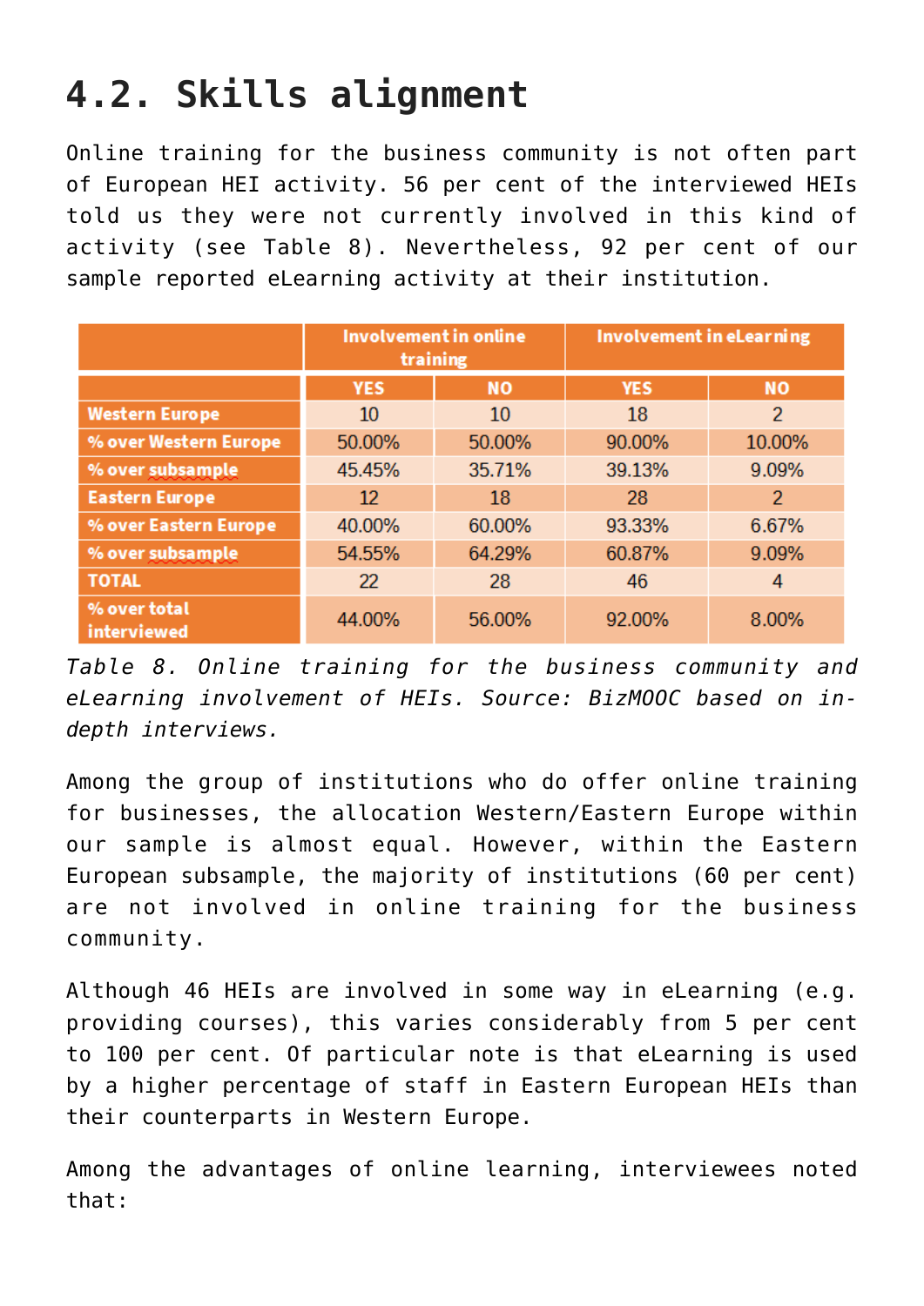## 4.2. Skills alignment

Online training for the business community is not often part of European HEI activity. 56 per cent of the interviewed HEIs told us they were not currently involved in this kind of activity (see Table 8). Nevertheless, 92 per cent of our sample reported eLearning activity at their institution.

| | Involvement in online training | | Involvement in eLearning | |
|---|---|---|---|---|
| | YES | NO | YES | NO |
| Western Europe | 10 | 10 | 18 | 2 |
| % over Western Europe | 50.00% | 50.00% | 90.00% | 10.00% |
| % over subsample | 45.45% | 35.71% | 39.13% | 9.09% |
| Eastern Europe | 12 | 18 | 28 | 2 |
| % over Eastern Europe | 40.00% | 60.00% | 93.33% | 6.67% |
| % over subsample | 54.55% | 64.29% | 60.87% | 9.09% |
| TOTAL | 22 | 28 | 46 | 4 |
| % over total interviewed | 44.00% | 56.00% | 92.00% | 8.00% |

*Table 8. Online training for the business community and eLearning involvement of HEIs. Source: BizMOOC based on in-depth interviews.*

Among the group of institutions who do offer online training for businesses, the allocation Western/Eastern Europe within our sample is almost equal. However, within the Eastern European subsample, the majority of institutions (60 per cent) are not involved in online training for the business community.

Although 46 HEIs are involved in some way in eLearning (e.g. providing courses), this varies considerably from 5 per cent to 100 per cent. Of particular note is that eLearning is used by a higher percentage of staff in Eastern European HEIs than their counterparts in Western Europe.

Among the advantages of online learning, interviewees noted that: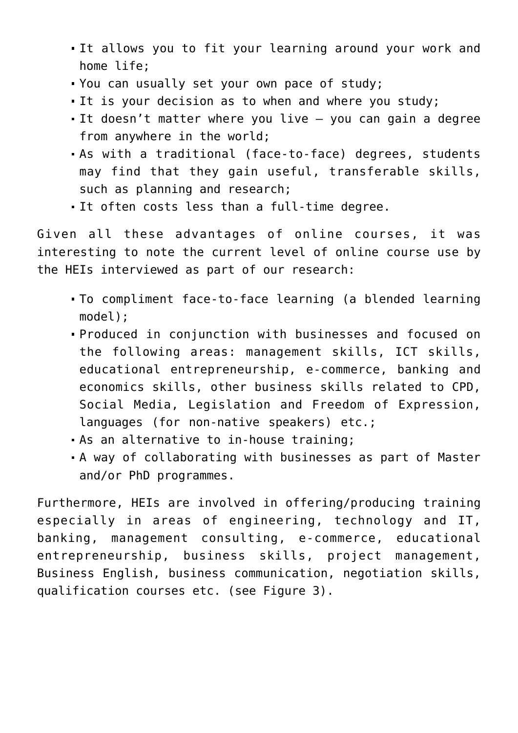- It allows you to fit your learning around your work and home life;
- You can usually set your own pace of study;
- It is your decision as to when and where you study;
- It doesn't matter where you live – you can gain a degree from anywhere in the world;
- As with a traditional (face-to-face) degrees, students may find that they gain useful, transferable skills, such as planning and research;
- It often costs less than a full-time degree.

Given all these advantages of online courses, it was interesting to note the current level of online course use by the HEIs interviewed as part of our research:

- To compliment face-to-face learning (a blended learning model);
- Produced in conjunction with businesses and focused on the following areas: management skills, ICT skills, educational entrepreneurship, e-commerce, banking and economics skills, other business skills related to CPD, Social Media, Legislation and Freedom of Expression, languages (for non-native speakers) etc.;
- As an alternative to in-house training;
- A way of collaborating with businesses as part of Master and/or PhD programmes.

Furthermore, HEIs are involved in offering/producing training especially in areas of engineering, technology and IT, banking, management consulting, e-commerce, educational entrepreneurship, business skills, project management, Business English, business communication, negotiation skills, qualification courses etc. (see Figure 3).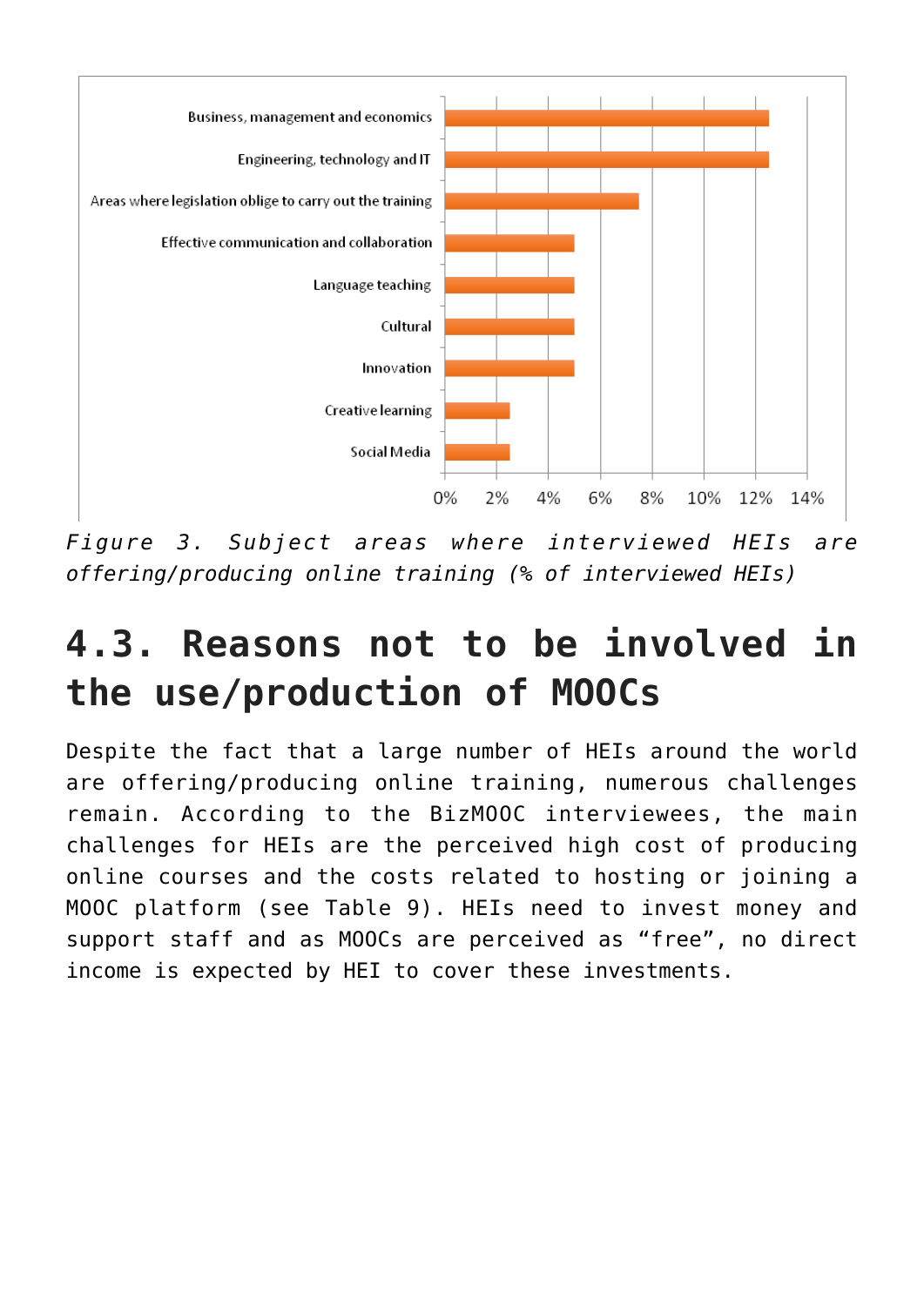*Figure 3. Subject areas where interviewed HEIs are offering/producing online training (% of interviewed HEIs)*

## 4.3. Reasons not to be involved in the use/production of MOOCs

Despite the fact that a large number of HEIs around the world are offering/producing online training, numerous challenges remain. According to the BizMOOC interviewees, the main challenges for HEIs are the perceived high cost of producing online courses and the costs related to hosting or joining a MOOC platform (see Table 9). HEIs need to invest money and support staff and as MOOCs are perceived as “free”, no direct income is expected by HEI to cover these investments.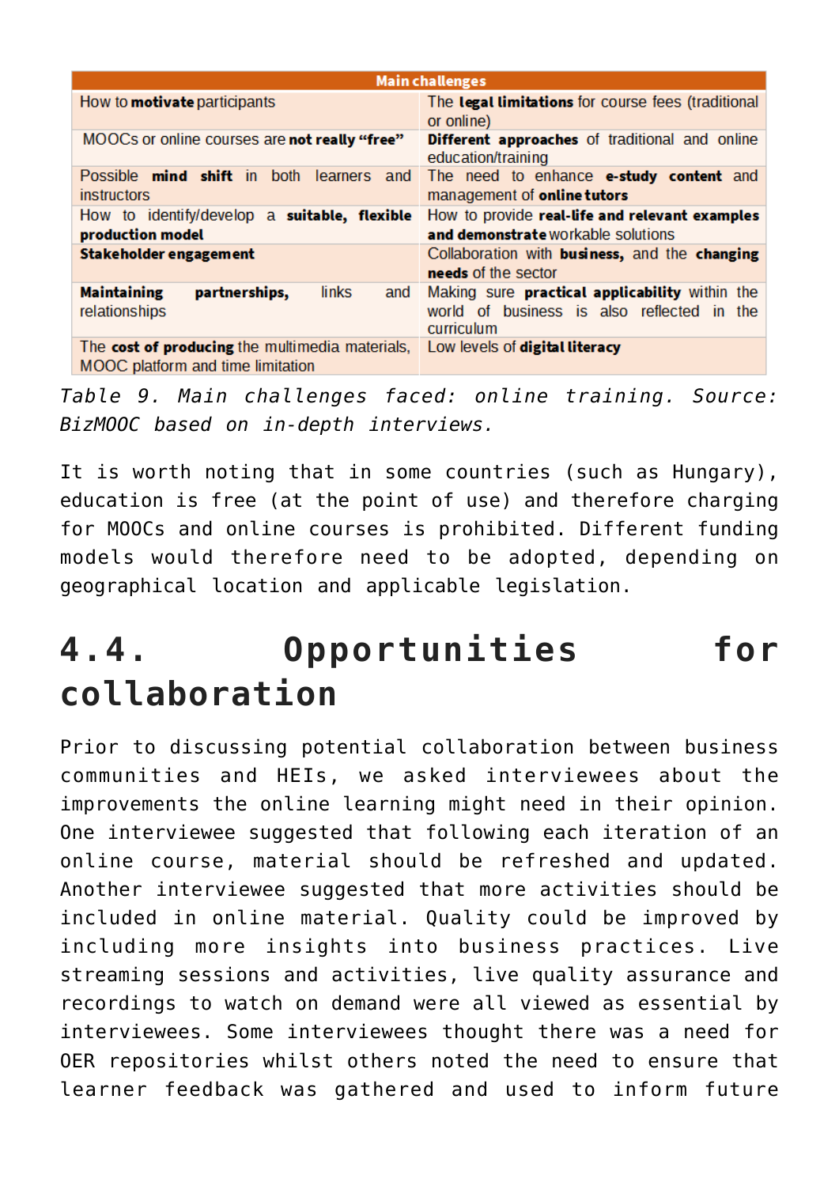| Main challenges | |
|---|---|
| How to **motivate** participants | The **legal limitations** for course fees (traditional or online) |
| MOOCs or online courses are **not really "free"** | **Different approaches** of traditional and online education/training |
| Possible **mind shift** in both learners and instructors | The need to enhance **e-study content** and management of **online tutors** |
| How to identify/develop a **suitable, flexible production model** | How to provide **real-life and relevant examples and demonstrate** workable solutions |
| **Stakeholder engagement** | Collaboration with **business,** and the **changing needs** of the sector |
| **Maintaining partnerships,** links and relationships | Making sure **practical applicability** within the world of business is also reflected in the curriculum |
| The **cost of producing** the multimedia materials, MOOC platform and time limitation | Low levels of **digital literacy** |

*Table 9. Main challenges faced: online training. Source: BizMOOC based on in-depth interviews.*

It is worth noting that in some countries (such as Hungary), education is free (at the point of use) and therefore charging for MOOCs and online courses is prohibited. Different funding models would therefore need to be adopted, depending on geographical location and applicable legislation.

## 4.4. Opportunities for collaboration

Prior to discussing potential collaboration between business communities and HEIs, we asked interviewees about the improvements the online learning might need in their opinion. One interviewee suggested that following each iteration of an online course, material should be refreshed and updated. Another interviewee suggested that more activities should be included in online material. Quality could be improved by including more insights into business practices. Live streaming sessions and activities, live quality assurance and recordings to watch on demand were all viewed as essential by interviewees. Some interviewees thought there was a need for OER repositories whilst others noted the need to ensure that learner feedback was gathered and used to inform future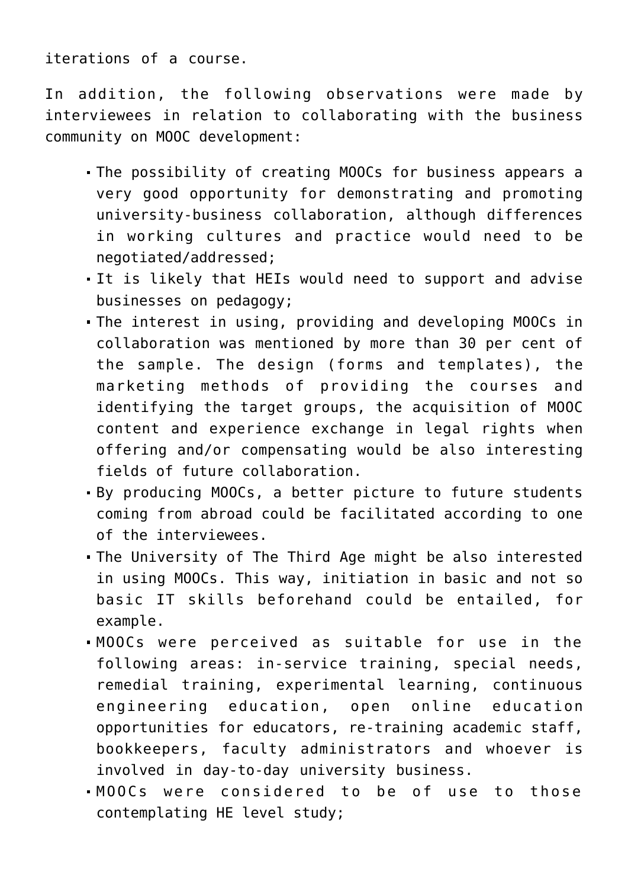iterations of a course.

In addition, the following observations were made by interviewees in relation to collaborating with the business community on MOOC development:

- The possibility of creating MOOCs for business appears a very good opportunity for demonstrating and promoting university-business collaboration, although differences in working cultures and practice would need to be negotiated/addressed;
- It is likely that HEIs would need to support and advise businesses on pedagogy;
- The interest in using, providing and developing MOOCs in collaboration was mentioned by more than 30 per cent of the sample. The design (forms and templates), the marketing methods of providing the courses and identifying the target groups, the acquisition of MOOC content and experience exchange in legal rights when offering and/or compensating would be also interesting fields of future collaboration.
- By producing MOOCs, a better picture to future students coming from abroad could be facilitated according to one of the interviewees.
- The University of The Third Age might be also interested in using MOOCs. This way, initiation in basic and not so basic IT skills beforehand could be entailed, for example.
- MOOCs were perceived as suitable for use in the following areas: in-service training, special needs, remedial training, experimental learning, continuous engineering education, open online education opportunities for educators, re-training academic staff, bookkeepers, faculty administrators and whoever is involved in day-to-day university business.
- MOOCs were considered to be of use to those contemplating HE level study;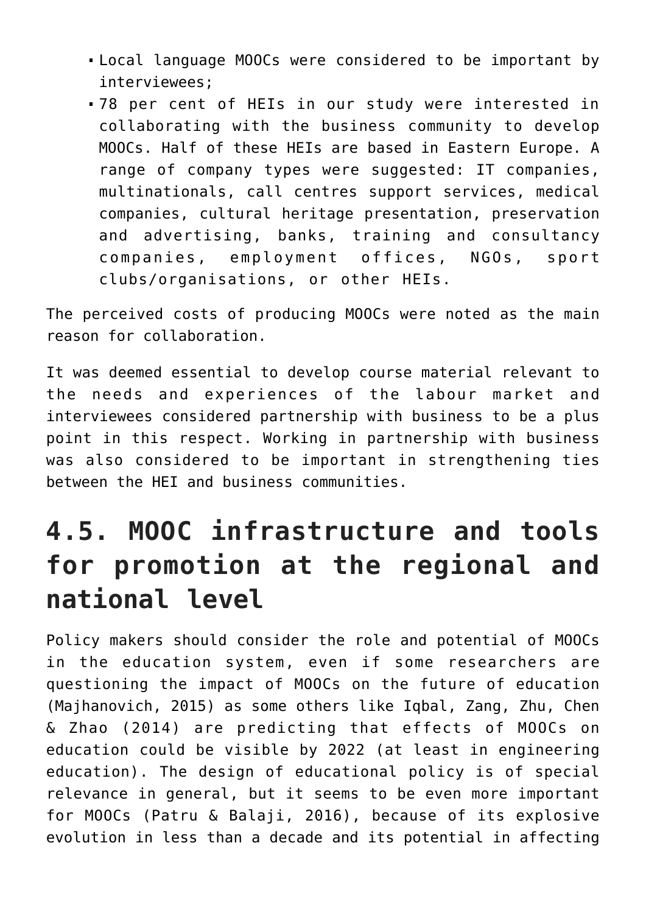- Local language MOOCs were considered to be important by interviewees;
- 78 per cent of HEIs in our study were interested in collaborating with the business community to develop MOOCs. Half of these HEIs are based in Eastern Europe. A range of company types were suggested: IT companies, multinationals, call centres support services, medical companies, cultural heritage presentation, preservation and advertising, banks, training and consultancy companies, employment offices, NGOs, sport clubs/organisations, or other HEIs.

The perceived costs of producing MOOCs were noted as the main reason for collaboration.

It was deemed essential to develop course material relevant to the needs and experiences of the labour market and interviewees considered partnership with business to be a plus point in this respect. Working in partnership with business was also considered to be important in strengthening ties between the HEI and business communities.

## 4.5. MOOC infrastructure and tools for promotion at the regional and national level

Policy makers should consider the role and potential of MOOCs in the education system, even if some researchers are questioning the impact of MOOCs on the future of education (Majhanovich, 2015) as some others like Iqbal, Zang, Zhu, Chen & Zhao (2014) are predicting that effects of MOOCs on education could be visible by 2022 (at least in engineering education). The design of educational policy is of special relevance in general, but it seems to be even more important for MOOCs (Patru & Balaji, 2016), because of its explosive evolution in less than a decade and its potential in affecting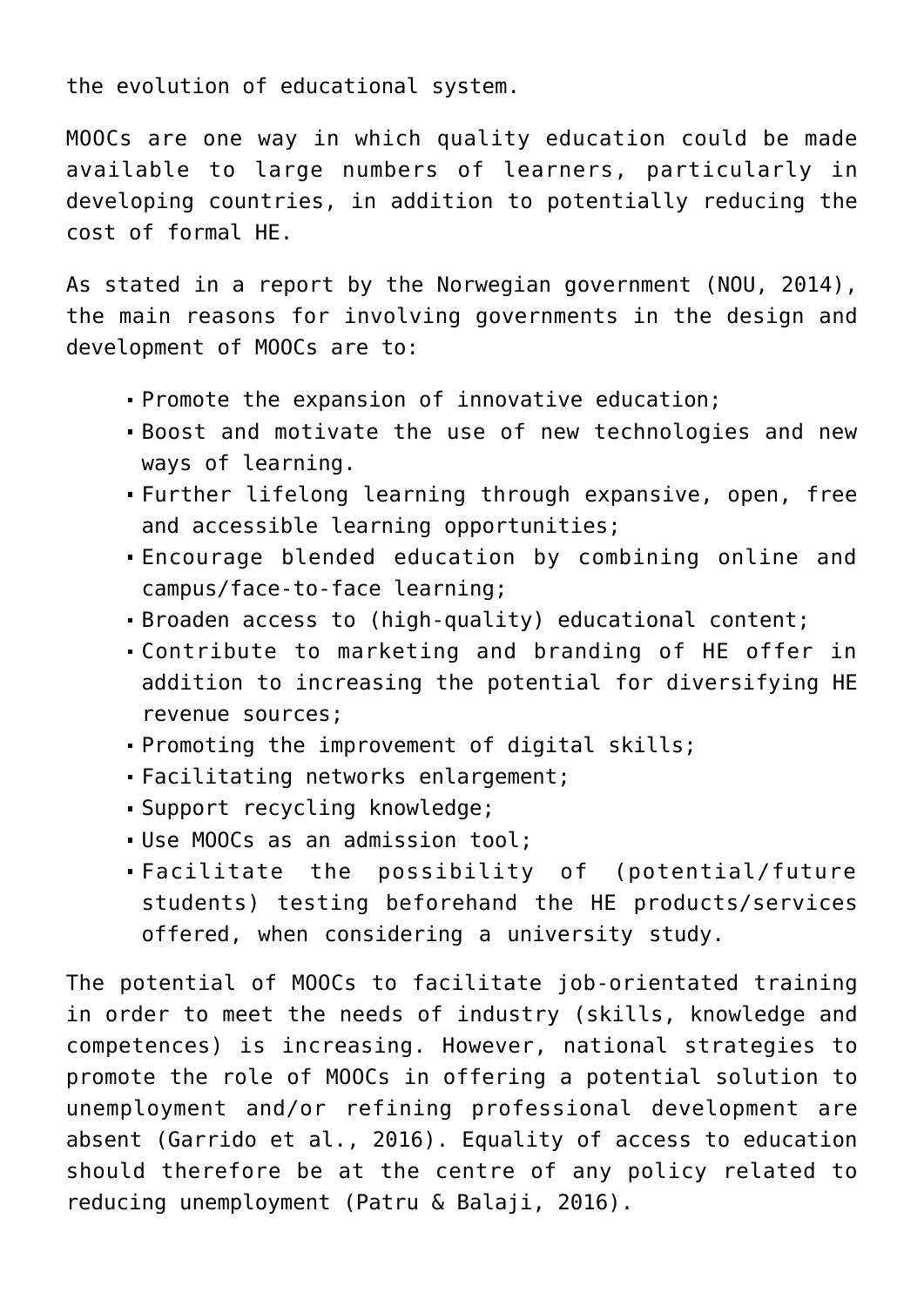the evolution of educational system.

MOOCs are one way in which quality education could be made available to large numbers of learners, particularly in developing countries, in addition to potentially reducing the cost of formal HE.

As stated in a report by the Norwegian government (NOU, 2014), the main reasons for involving governments in the design and development of MOOCs are to:

- Promote the expansion of innovative education;
- Boost and motivate the use of new technologies and new ways of learning.
- Further lifelong learning through expansive, open, free and accessible learning opportunities;
- Encourage blended education by combining online and campus/face-to-face learning;
- Broaden access to (high-quality) educational content;
- Contribute to marketing and branding of HE offer in addition to increasing the potential for diversifying HE revenue sources;
- Promoting the improvement of digital skills;
- Facilitating networks enlargement;
- Support recycling knowledge;
- Use MOOCs as an admission tool;
- Facilitate the possibility of (potential/future students) testing beforehand the HE products/services offered, when considering a university study.

The potential of MOOCs to facilitate job-orientated training in order to meet the needs of industry (skills, knowledge and competences) is increasing. However, national strategies to promote the role of MOOCs in offering a potential solution to unemployment and/or refining professional development are absent (Garrido et al., 2016). Equality of access to education should therefore be at the centre of any policy related to reducing unemployment (Patru & Balaji, 2016).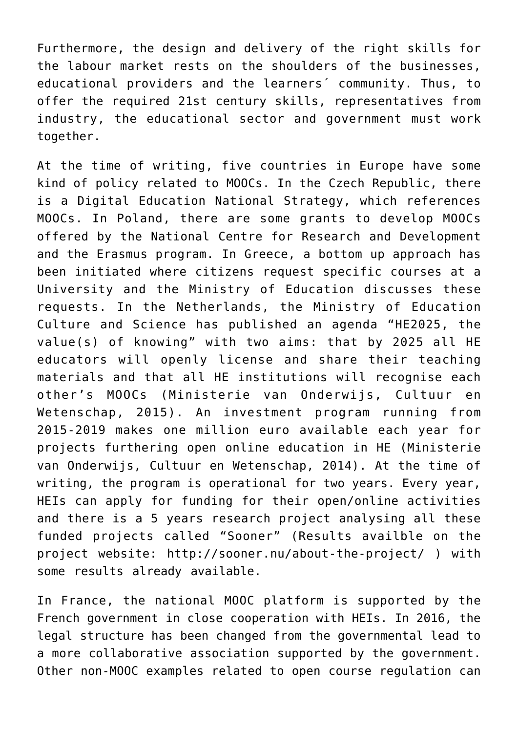Furthermore, the design and delivery of the right skills for the labour market rests on the shoulders of the businesses, educational providers and the learners´ community. Thus, to offer the required 21st century skills, representatives from industry, the educational sector and government must work together.

At the time of writing, five countries in Europe have some kind of policy related to MOOCs. In the Czech Republic, there is a Digital Education National Strategy, which references MOOCs. In Poland, there are some grants to develop MOOCs offered by the National Centre for Research and Development and the Erasmus program. In Greece, a bottom up approach has been initiated where citizens request specific courses at a University and the Ministry of Education discusses these requests. In the Netherlands, the Ministry of Education Culture and Science has published an agenda “HE2025, the value(s) of knowing” with two aims: that by 2025 all HE educators will openly license and share their teaching materials and that all HE institutions will recognise each other’s MOOCs (Ministerie van Onderwijs, Cultuur en Wetenschap, 2015). An investment program running from 2015-2019 makes one million euro available each year for projects furthering open online education in HE (Ministerie van Onderwijs, Cultuur en Wetenschap, 2014). At the time of writing, the program is operational for two years. Every year, HEIs can apply for funding for their open/online activities and there is a 5 years research project analysing all these funded projects called “Sooner” (Results availble on the project website: http://sooner.nu/about-the-project/ ) with some results already available.

In France, the national MOOC platform is supported by the French government in close cooperation with HEIs. In 2016, the legal structure has been changed from the governmental lead to a more collaborative association supported by the government. Other non-MOOC examples related to open course regulation can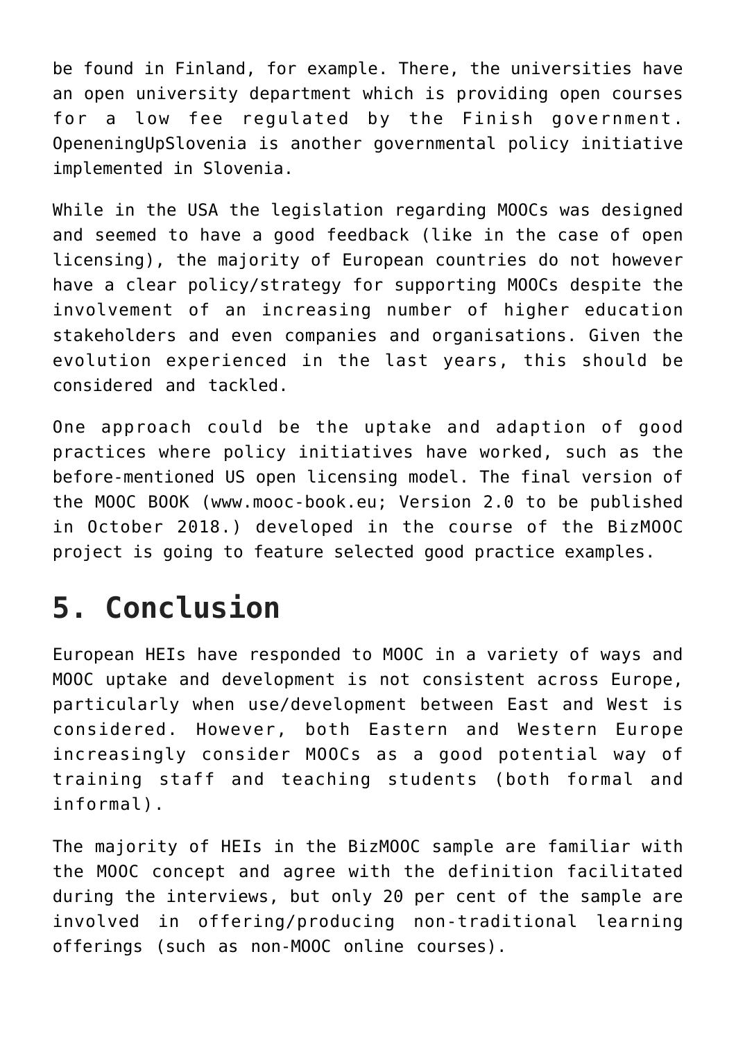be found in Finland, for example. There, the universities have an open university department which is providing open courses for a low fee regulated by the Finish government. OpeneningUpSlovenia is another governmental policy initiative implemented in Slovenia.

While in the USA the legislation regarding MOOCs was designed and seemed to have a good feedback (like in the case of open licensing), the majority of European countries do not however have a clear policy/strategy for supporting MOOCs despite the involvement of an increasing number of higher education stakeholders and even companies and organisations. Given the evolution experienced in the last years, this should be considered and tackled.

One approach could be the uptake and adaption of good practices where policy initiatives have worked, such as the before-mentioned US open licensing model. The final version of the MOOC BOOK (www.mooc-book.eu; Version 2.0 to be published in October 2018.) developed in the course of the BizMOOC project is going to feature selected good practice examples.

# 5. Conclusion

European HEIs have responded to MOOC in a variety of ways and MOOC uptake and development is not consistent across Europe, particularly when use/development between East and West is considered. However, both Eastern and Western Europe increasingly consider MOOCs as a good potential way of training staff and teaching students (both formal and informal).

The majority of HEIs in the BizMOOC sample are familiar with the MOOC concept and agree with the definition facilitated during the interviews, but only 20 per cent of the sample are involved in offering/producing non-traditional learning offerings (such as non-MOOC online courses).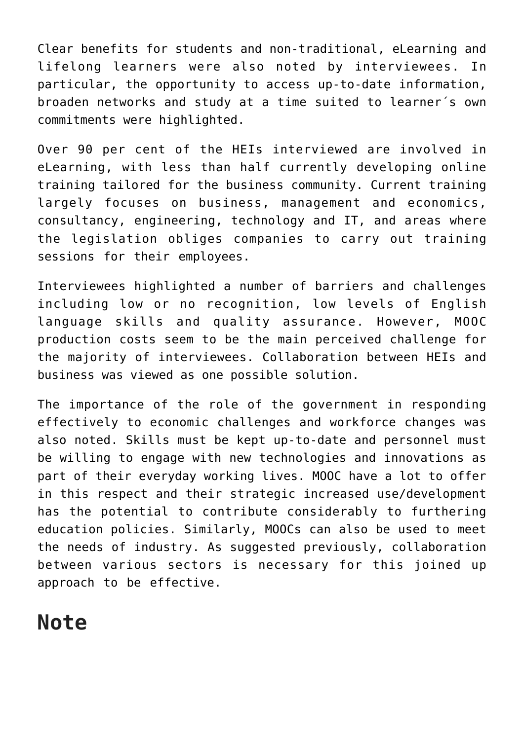Clear benefits for students and non-traditional, eLearning and lifelong learners were also noted by interviewees. In particular, the opportunity to access up-to-date information, broaden networks and study at a time suited to learner´s own commitments were highlighted.

Over 90 per cent of the HEIs interviewed are involved in eLearning, with less than half currently developing online training tailored for the business community. Current training largely focuses on business, management and economics, consultancy, engineering, technology and IT, and areas where the legislation obliges companies to carry out training sessions for their employees.

Interviewees highlighted a number of barriers and challenges including low or no recognition, low levels of English language skills and quality assurance. However, MOOC production costs seem to be the main perceived challenge for the majority of interviewees. Collaboration between HEIs and business was viewed as one possible solution.

The importance of the role of the government in responding effectively to economic challenges and workforce changes was also noted. Skills must be kept up-to-date and personnel must be willing to engage with new technologies and innovations as part of their everyday working lives. MOOC have a lot to offer in this respect and their strategic increased use/development has the potential to contribute considerably to furthering education policies. Similarly, MOOCs can also be used to meet the needs of industry. As suggested previously, collaboration between various sectors is necessary for this joined up approach to be effective.

## Note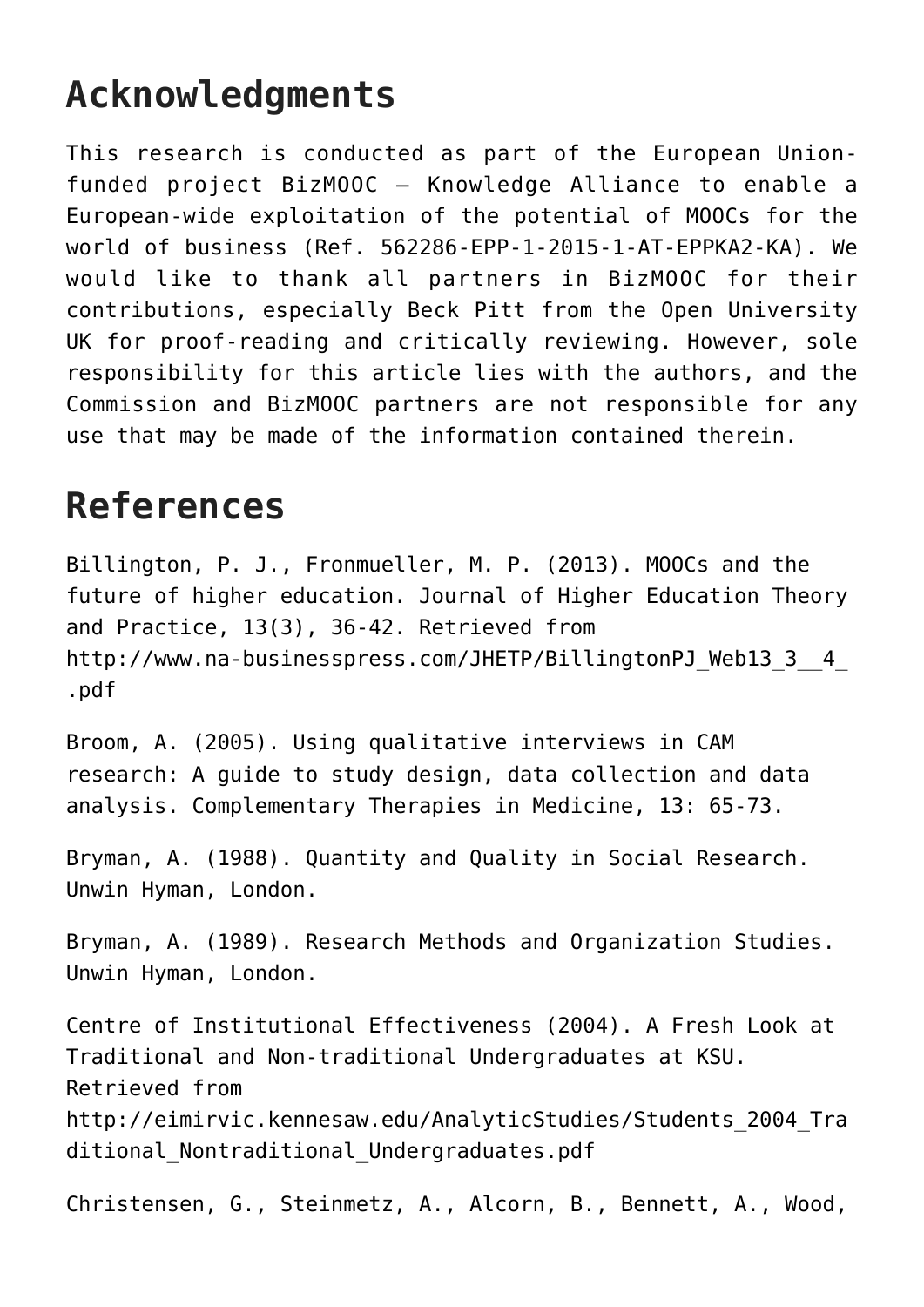## Acknowledgments

This research is conducted as part of the European Union-funded project BizMOOC – Knowledge Alliance to enable a European-wide exploitation of the potential of MOOCs for the world of business (Ref. 562286-EPP-1-2015-1-AT-EPPKA2-KA). We would like to thank all partners in BizMOOC for their contributions, especially Beck Pitt from the Open University UK for proof-reading and critically reviewing. However, sole responsibility for this article lies with the authors, and the Commission and BizMOOC partners are not responsible for any use that may be made of the information contained therein.

## References

Billington, P. J., Fronmueller, M. P. (2013). MOOCs and the future of higher education. Journal of Higher Education Theory and Practice, 13(3), 36-42. Retrieved from http://www.na-businesspress.com/JHETP/BillingtonPJ_Web13_3__4_.pdf

Broom, A. (2005). Using qualitative interviews in CAM research: A guide to study design, data collection and data analysis. Complementary Therapies in Medicine, 13: 65-73.

Bryman, A. (1988). Quantity and Quality in Social Research. Unwin Hyman, London.

Bryman, A. (1989). Research Methods and Organization Studies. Unwin Hyman, London.

Centre of Institutional Effectiveness (2004). A Fresh Look at Traditional and Non-traditional Undergraduates at KSU. Retrieved from http://eimirvic.kennesaw.edu/AnalyticStudies/Students_2004_Traditional_Nontraditional_Undergraduates.pdf

Christensen, G., Steinmetz, A., Alcorn, B., Bennett, A., Wood,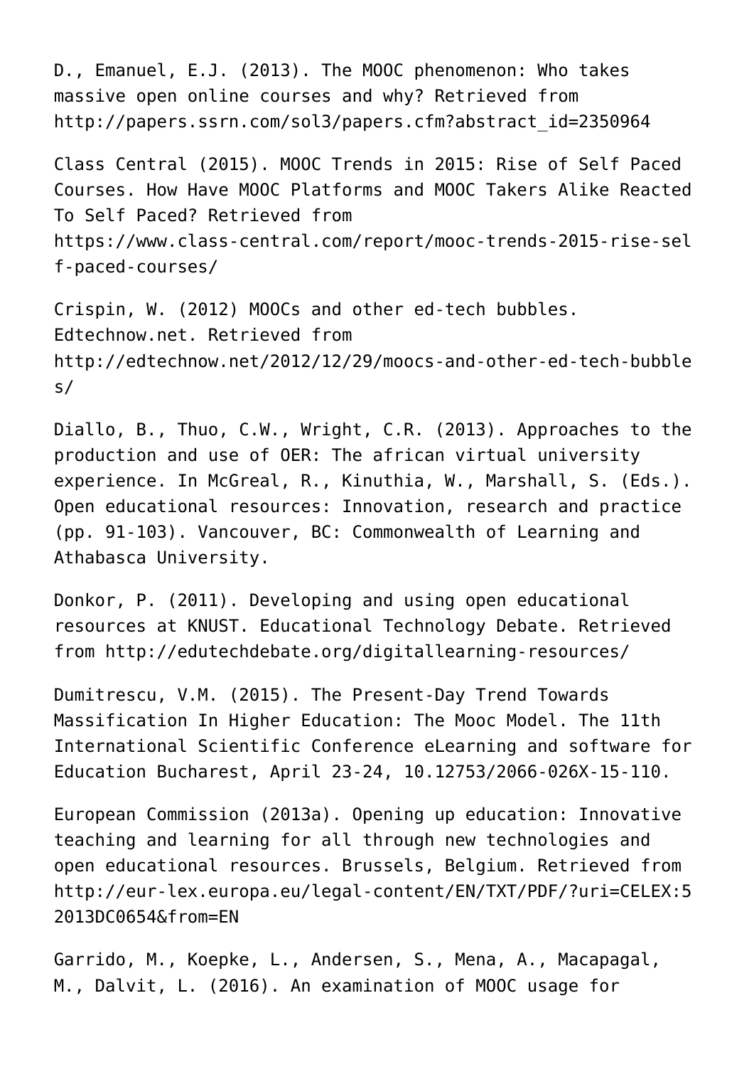D., Emanuel, E.J. (2013). The MOOC phenomenon: Who takes massive open online courses and why? Retrieved from http://papers.ssrn.com/sol3/papers.cfm?abstract_id=2350964

Class Central (2015). MOOC Trends in 2015: Rise of Self Paced Courses. How Have MOOC Platforms and MOOC Takers Alike Reacted To Self Paced? Retrieved from https://www.class-central.com/report/mooc-trends-2015-rise-self-paced-courses/

Crispin, W. (2012) MOOCs and other ed-tech bubbles. Edtechnow.net. Retrieved from http://edtechnow.net/2012/12/29/moocs-and-other-ed-tech-bubbles/

Diallo, B., Thuo, C.W., Wright, C.R. (2013). Approaches to the production and use of OER: The african virtual university experience. In McGreal, R., Kinuthia, W., Marshall, S. (Eds.). Open educational resources: Innovation, research and practice (pp. 91-103). Vancouver, BC: Commonwealth of Learning and Athabasca University.

Donkor, P. (2011). Developing and using open educational resources at KNUST. Educational Technology Debate. Retrieved from http://edutechdebate.org/digitallearning-resources/

Dumitrescu, V.M. (2015). The Present-Day Trend Towards Massification In Higher Education: The Mooc Model. The 11th International Scientific Conference eLearning and software for Education Bucharest, April 23-24, 10.12753/2066-026X-15-110.

European Commission (2013a). Opening up education: Innovative teaching and learning for all through new technologies and open educational resources. Brussels, Belgium. Retrieved from http://eur-lex.europa.eu/legal-content/EN/TXT/PDF/?uri=CELEX:52013DC0654&from=EN

Garrido, M., Koepke, L., Andersen, S., Mena, A., Macapagal, M., Dalvit, L. (2016). An examination of MOOC usage for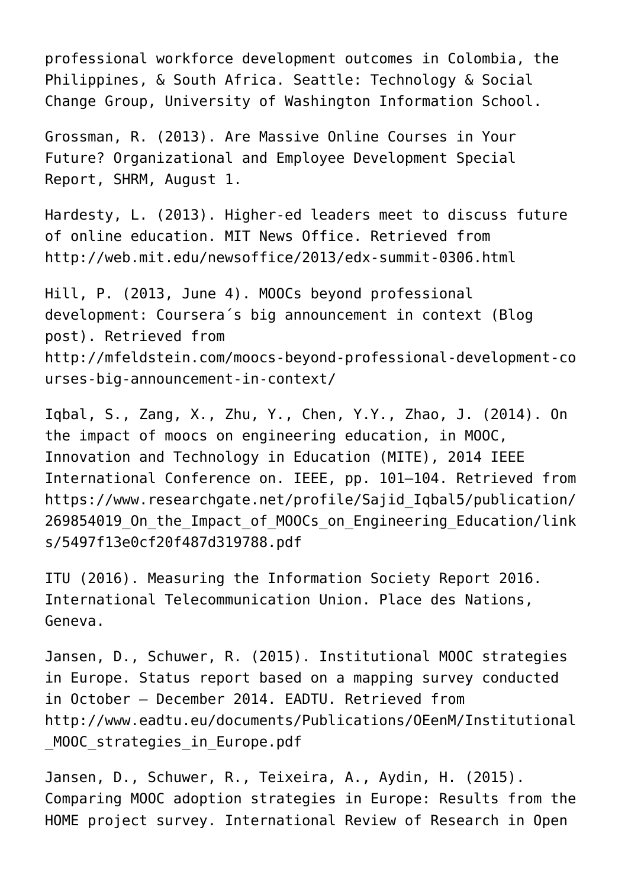professional workforce development outcomes in Colombia, the Philippines, & South Africa. Seattle: Technology & Social Change Group, University of Washington Information School.

Grossman, R. (2013). Are Massive Online Courses in Your Future? Organizational and Employee Development Special Report, SHRM, August 1.

Hardesty, L. (2013). Higher-ed leaders meet to discuss future of online education. MIT News Office. Retrieved from http://web.mit.edu/newsoffice/2013/edx-summit-0306.html

Hill, P. (2013, June 4). MOOCs beyond professional development: Coursera´s big announcement in context (Blog post). Retrieved from http://mfeldstein.com/moocs-beyond-professional-development-courses-big-announcement-in-context/

Iqbal, S., Zang, X., Zhu, Y., Chen, Y.Y., Zhao, J. (2014). On the impact of moocs on engineering education, in MOOC, Innovation and Technology in Education (MITE), 2014 IEEE International Conference on. IEEE, pp. 101–104. Retrieved from https://www.researchgate.net/profile/Sajid_Iqbal5/publication/269854019_On_the_Impact_of_MOOCs_on_Engineering_Education/links/5497f13e0cf20f487d319788.pdf

ITU (2016). Measuring the Information Society Report 2016. International Telecommunication Union. Place des Nations, Geneva.

Jansen, D., Schuwer, R. (2015). Institutional MOOC strategies in Europe. Status report based on a mapping survey conducted in October – December 2014. EADTU. Retrieved from http://www.eadtu.eu/documents/Publications/OEenM/Institutional_MOOC_strategies_in_Europe.pdf

Jansen, D., Schuwer, R., Teixeira, A., Aydin, H. (2015). Comparing MOOC adoption strategies in Europe: Results from the HOME project survey. International Review of Research in Open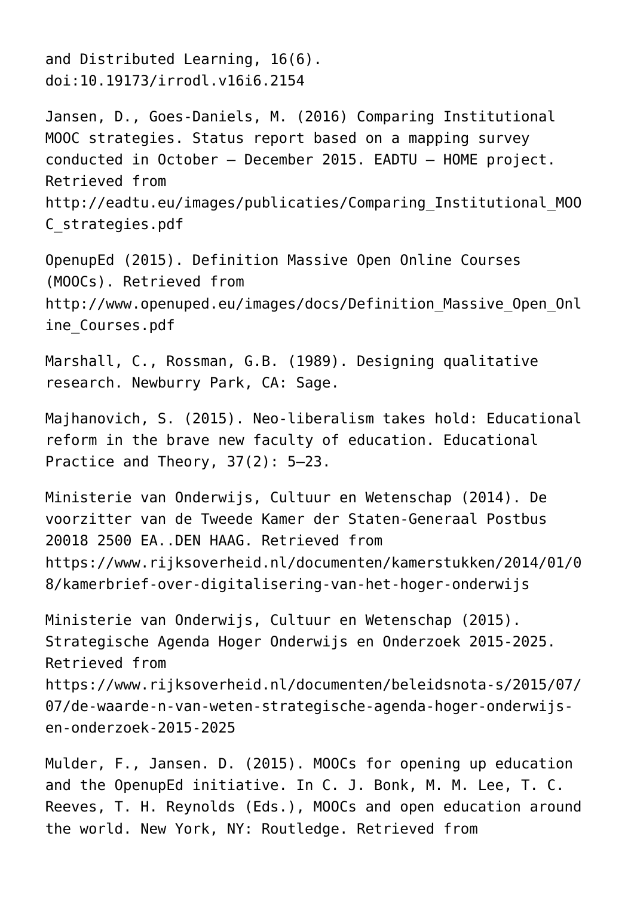and Distributed Learning, 16(6). doi:10.19173/irrodl.v16i6.2154

Jansen, D., Goes-Daniels, M. (2016) Comparing Institutional MOOC strategies. Status report based on a mapping survey conducted in October – December 2015. EADTU – HOME project. Retrieved from http://eadtu.eu/images/publicaties/Comparing_Institutional_MOOC_strategies.pdf

OpenupEd (2015). Definition Massive Open Online Courses (MOOCs). Retrieved from http://www.openuped.eu/images/docs/Definition_Massive_Open_Online_Courses.pdf

Marshall, C., Rossman, G.B. (1989). Designing qualitative research. Newburry Park, CA: Sage.

Majhanovich, S. (2015). Neo-liberalism takes hold: Educational reform in the brave new faculty of education. Educational Practice and Theory, 37(2): 5–23.

Ministerie van Onderwijs, Cultuur en Wetenschap (2014). De voorzitter van de Tweede Kamer der Staten-Generaal Postbus 20018 2500 EA..DEN HAAG. Retrieved from https://www.rijksoverheid.nl/documenten/kamerstukken/2014/01/08/kamerbrief-over-digitalisering-van-het-hoger-onderwijs

Ministerie van Onderwijs, Cultuur en Wetenschap (2015). Strategische Agenda Hoger Onderwijs en Onderzoek 2015-2025. Retrieved from https://www.rijksoverheid.nl/documenten/beleidsnota-s/2015/07/07/de-waarde-n-van-weten-strategische-agenda-hoger-onderwijs-en-onderzoek-2015-2025

Mulder, F., Jansen. D. (2015). MOOCs for opening up education and the OpenupEd initiative. In C. J. Bonk, M. M. Lee, T. C. Reeves, T. H. Reynolds (Eds.), MOOCs and open education around the world. New York, NY: Routledge. Retrieved from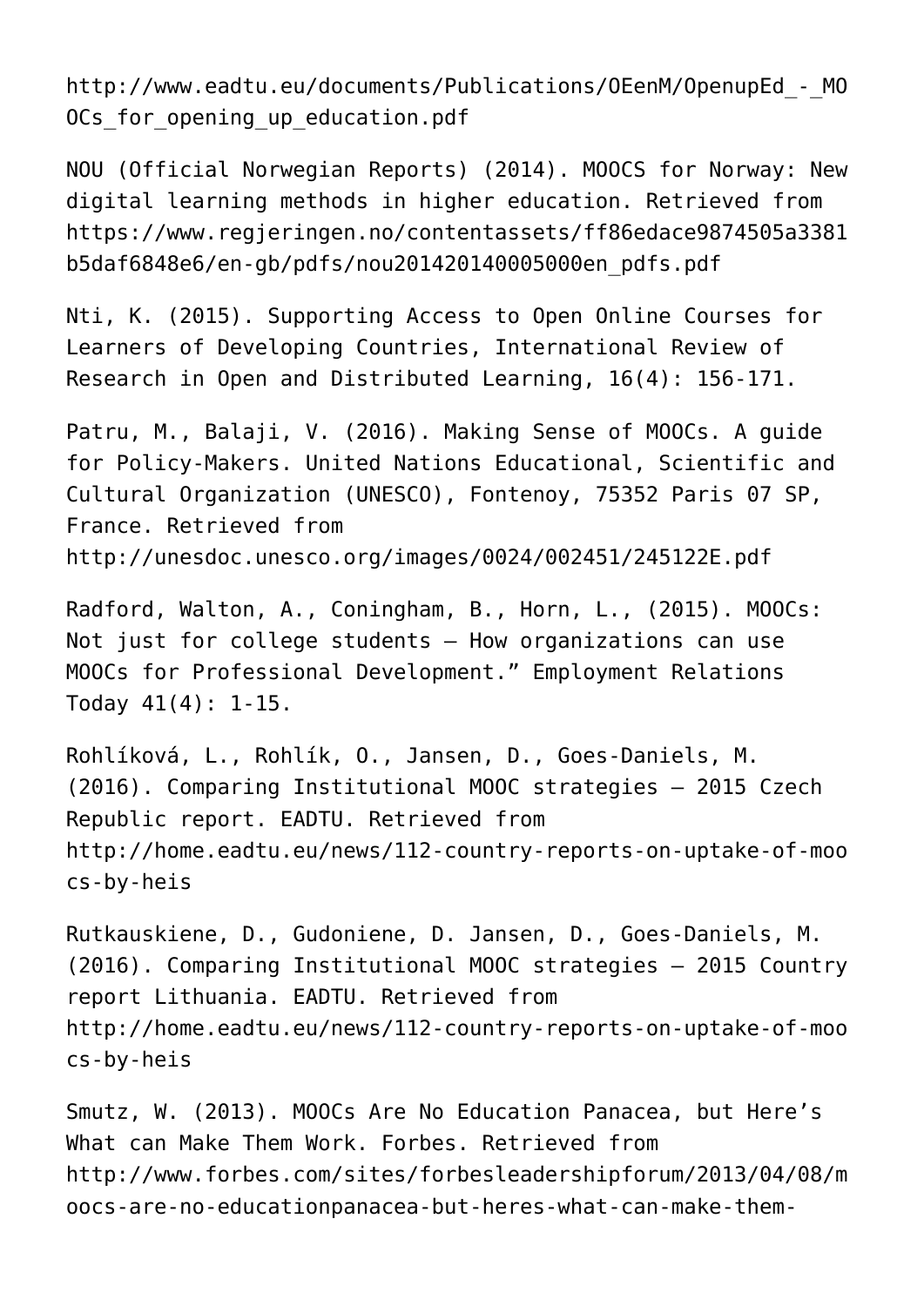http://www.eadtu.eu/documents/Publications/OEenM/OpenupEd_-_MOOCs_for_opening_up_education.pdf

NOU (Official Norwegian Reports) (2014). MOOCS for Norway: New digital learning methods in higher education. Retrieved from https://www.regjeringen.no/contentassets/ff86edace9874505a3381b5daf6848e6/en-gb/pdfs/nou201420140005000en_pdfs.pdf

Nti, K. (2015). Supporting Access to Open Online Courses for Learners of Developing Countries, International Review of Research in Open and Distributed Learning, 16(4): 156-171.

Patru, M., Balaji, V. (2016). Making Sense of MOOCs. A guide for Policy-Makers. United Nations Educational, Scientific and Cultural Organization (UNESCO), Fontenoy, 75352 Paris 07 SP, France. Retrieved from http://unesdoc.unesco.org/images/0024/002451/245122E.pdf

Radford, Walton, A., Coningham, B., Horn, L., (2015). MOOCs: Not just for college students – How organizations can use MOOCs for Professional Development." Employment Relations Today 41(4): 1-15.

Rohlíková, L., Rohlík, O., Jansen, D., Goes-Daniels, M. (2016). Comparing Institutional MOOC strategies – 2015 Czech Republic report. EADTU. Retrieved from http://home.eadtu.eu/news/112-country-reports-on-uptake-of-moocs-by-heis

Rutkauskiene, D., Gudoniene, D. Jansen, D., Goes-Daniels, M. (2016). Comparing Institutional MOOC strategies – 2015 Country report Lithuania. EADTU. Retrieved from http://home.eadtu.eu/news/112-country-reports-on-uptake-of-moocs-by-heis

Smutz, W. (2013). MOOCs Are No Education Panacea, but Here's What can Make Them Work. Forbes. Retrieved from http://www.forbes.com/sites/forbesleadershipforum/2013/04/08/moocs-are-no-educationpanacea-but-heres-what-can-make-them-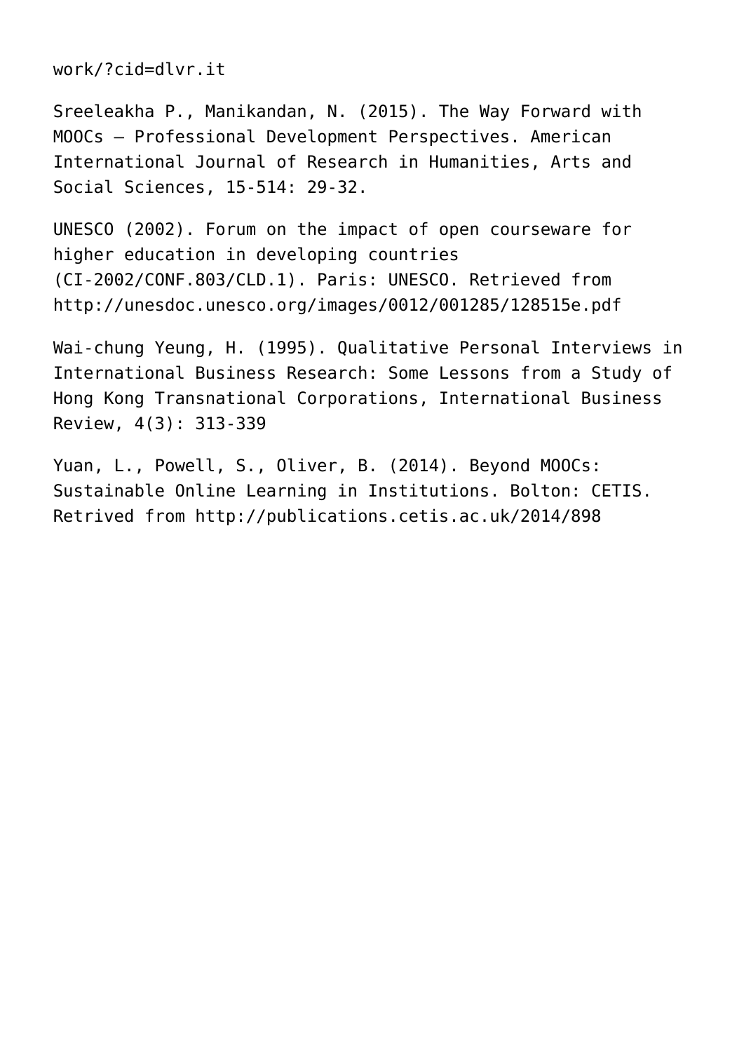work/?cid=dlvr.it

Sreeleakha P., Manikandan, N. (2015). The Way Forward with MOOCs – Professional Development Perspectives. American International Journal of Research in Humanities, Arts and Social Sciences, 15-514: 29-32.

UNESCO (2002). Forum on the impact of open courseware for higher education in developing countries (CI-2002/CONF.803/CLD.1). Paris: UNESCO. Retrieved from http://unesdoc.unesco.org/images/0012/001285/128515e.pdf

Wai-chung Yeung, H. (1995). Qualitative Personal Interviews in International Business Research: Some Lessons from a Study of Hong Kong Transnational Corporations, International Business Review, 4(3): 313-339

Yuan, L., Powell, S., Oliver, B. (2014). Beyond MOOCs: Sustainable Online Learning in Institutions. Bolton: CETIS. Retrived from http://publications.cetis.ac.uk/2014/898